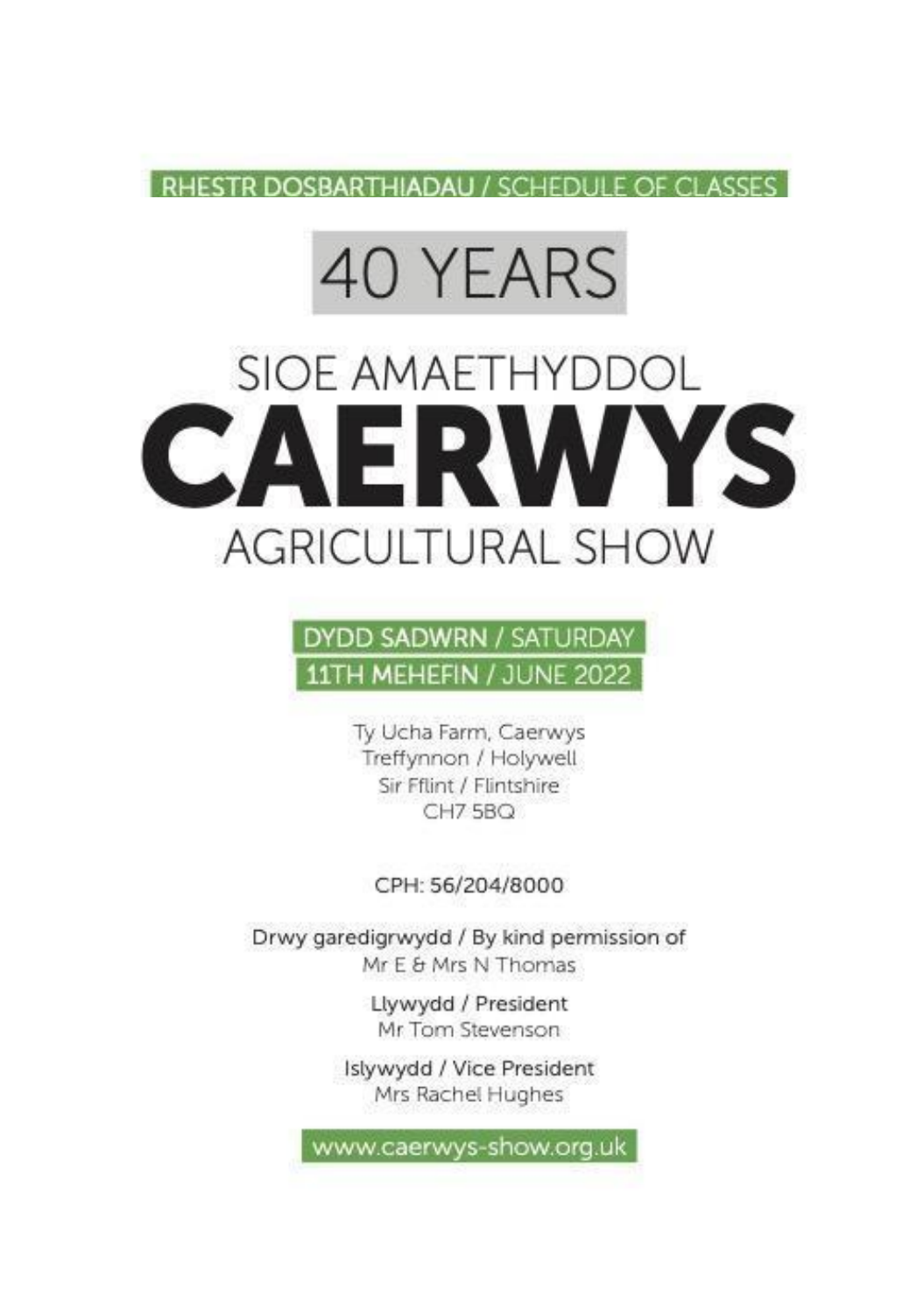RHESTR DOSBARTHIADAU / SCHEDULE OF CLASSES

# 40 YEARS

# SIOE AMAETHYDDOL CAERWYS AGRICULTURAL SHOW

**DYDD SADWRN / SATURDAY**
**11TH MEHEFIN / JUNE 2022**

Ty Ucha Farm, Caerwys
Treffynnon / Holywell
Sir Fflint / Flintshire
CH7 5BQ

CPH: 56/204/8000

Drwy garedigrwydd / By kind permission of
Mr E & Mrs N Thomas

Llywydd / President
Mr Tom Stevenson

Islywydd / Vice President
Mrs Rachel Hughes

www.caerwys-show.org.uk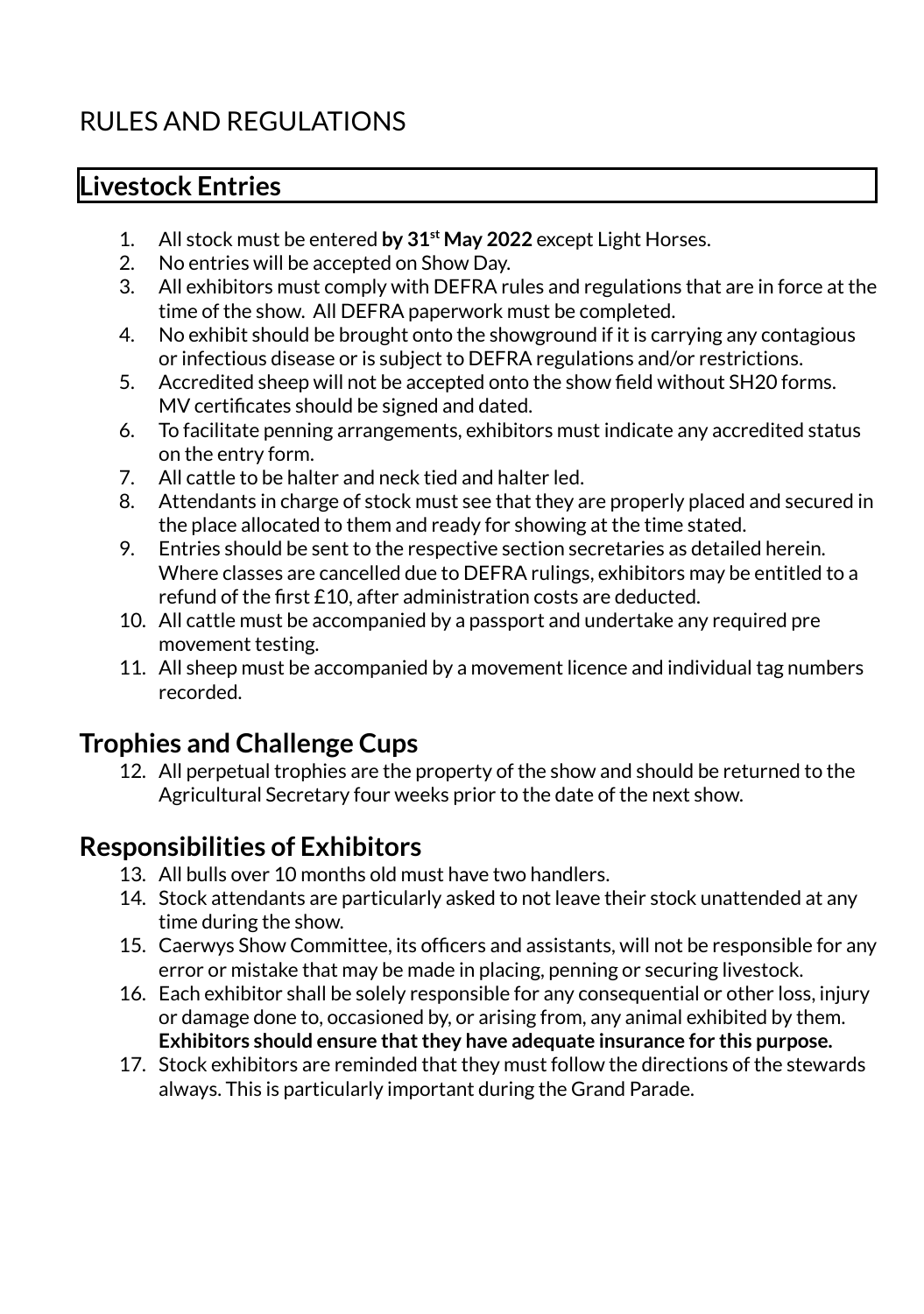# RULES AND REGULATIONS

## Livestock Entries

1. All stock must be entered **by 31st May 2022** except Light Horses.
2. No entries will be accepted on Show Day.
3. All exhibitors must comply with DEFRA rules and regulations that are in force at the time of the show. All DEFRA paperwork must be completed.
4. No exhibit should be brought onto the showground if it is carrying any contagious or infectious disease or is subject to DEFRA regulations and/or restrictions.
5. Accredited sheep will not be accepted onto the show field without SH20 forms. MV certificates should be signed and dated.
6. To facilitate penning arrangements, exhibitors must indicate any accredited status on the entry form.
7. All cattle to be halter and neck tied and halter led.
8. Attendants in charge of stock must see that they are properly placed and secured in the place allocated to them and ready for showing at the time stated.
9. Entries should be sent to the respective section secretaries as detailed herein. Where classes are cancelled due to DEFRA rulings, exhibitors may be entitled to a refund of the first £10, after administration costs are deducted.
10. All cattle must be accompanied by a passport and undertake any required pre movement testing.
11. All sheep must be accompanied by a movement licence and individual tag numbers recorded.

## Trophies and Challenge Cups

12. All perpetual trophies are the property of the show and should be returned to the Agricultural Secretary four weeks prior to the date of the next show.

## Responsibilities of Exhibitors

13. All bulls over 10 months old must have two handlers.
14. Stock attendants are particularly asked to not leave their stock unattended at any time during the show.
15. Caerwys Show Committee, its officers and assistants, will not be responsible for any error or mistake that may be made in placing, penning or securing livestock.
16. Each exhibitor shall be solely responsible for any consequential or other loss, injury or damage done to, occasioned by, or arising from, any animal exhibited by them. **Exhibitors should ensure that they have adequate insurance for this purpose.**
17. Stock exhibitors are reminded that they must follow the directions of the stewards always. This is particularly important during the Grand Parade.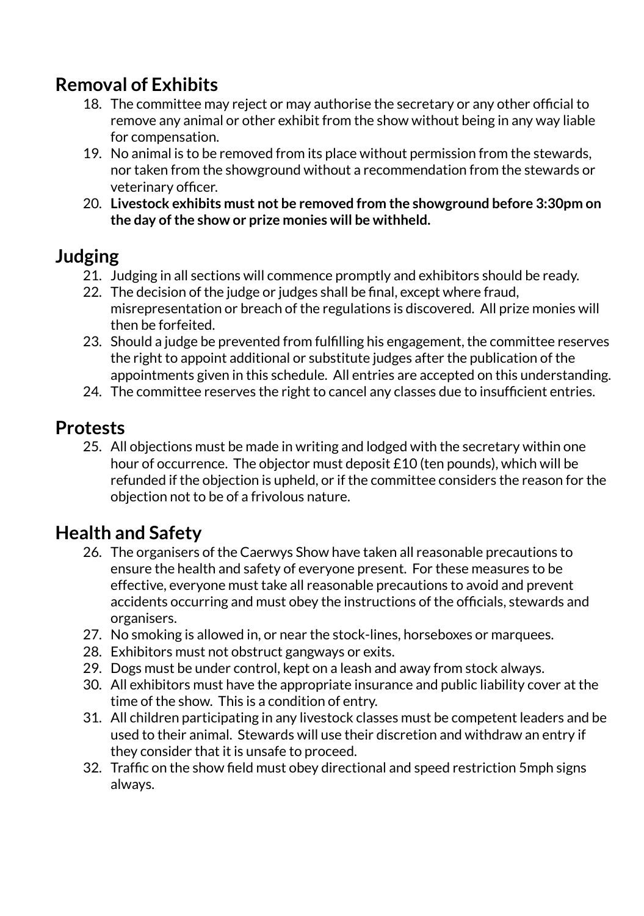## Removal of Exhibits

18. The committee may reject or may authorise the secretary or any other official to remove any animal or other exhibit from the show without being in any way liable for compensation.
19. No animal is to be removed from its place without permission from the stewards, nor taken from the showground without a recommendation from the stewards or veterinary officer.
20. **Livestock exhibits must not be removed from the showground before 3:30pm on the day of the show or prize monies will be withheld.**

## Judging

21. Judging in all sections will commence promptly and exhibitors should be ready.
22. The decision of the judge or judges shall be final, except where fraud, misrepresentation or breach of the regulations is discovered. All prize monies will then be forfeited.
23. Should a judge be prevented from fulfilling his engagement, the committee reserves the right to appoint additional or substitute judges after the publication of the appointments given in this schedule. All entries are accepted on this understanding.
24. The committee reserves the right to cancel any classes due to insufficient entries.

## Protests

25. All objections must be made in writing and lodged with the secretary within one hour of occurrence. The objector must deposit £10 (ten pounds), which will be refunded if the objection is upheld, or if the committee considers the reason for the objection not to be of a frivolous nature.

## Health and Safety

26. The organisers of the Caerwys Show have taken all reasonable precautions to ensure the health and safety of everyone present. For these measures to be effective, everyone must take all reasonable precautions to avoid and prevent accidents occurring and must obey the instructions of the officials, stewards and organisers.
27. No smoking is allowed in, or near the stock-lines, horseboxes or marquees.
28. Exhibitors must not obstruct gangways or exits.
29. Dogs must be under control, kept on a leash and away from stock always.
30. All exhibitors must have the appropriate insurance and public liability cover at the time of the show. This is a condition of entry.
31. All children participating in any livestock classes must be competent leaders and be used to their animal. Stewards will use their discretion and withdraw an entry if they consider that it is unsafe to proceed.
32. Traffic on the show field must obey directional and speed restriction 5mph signs always.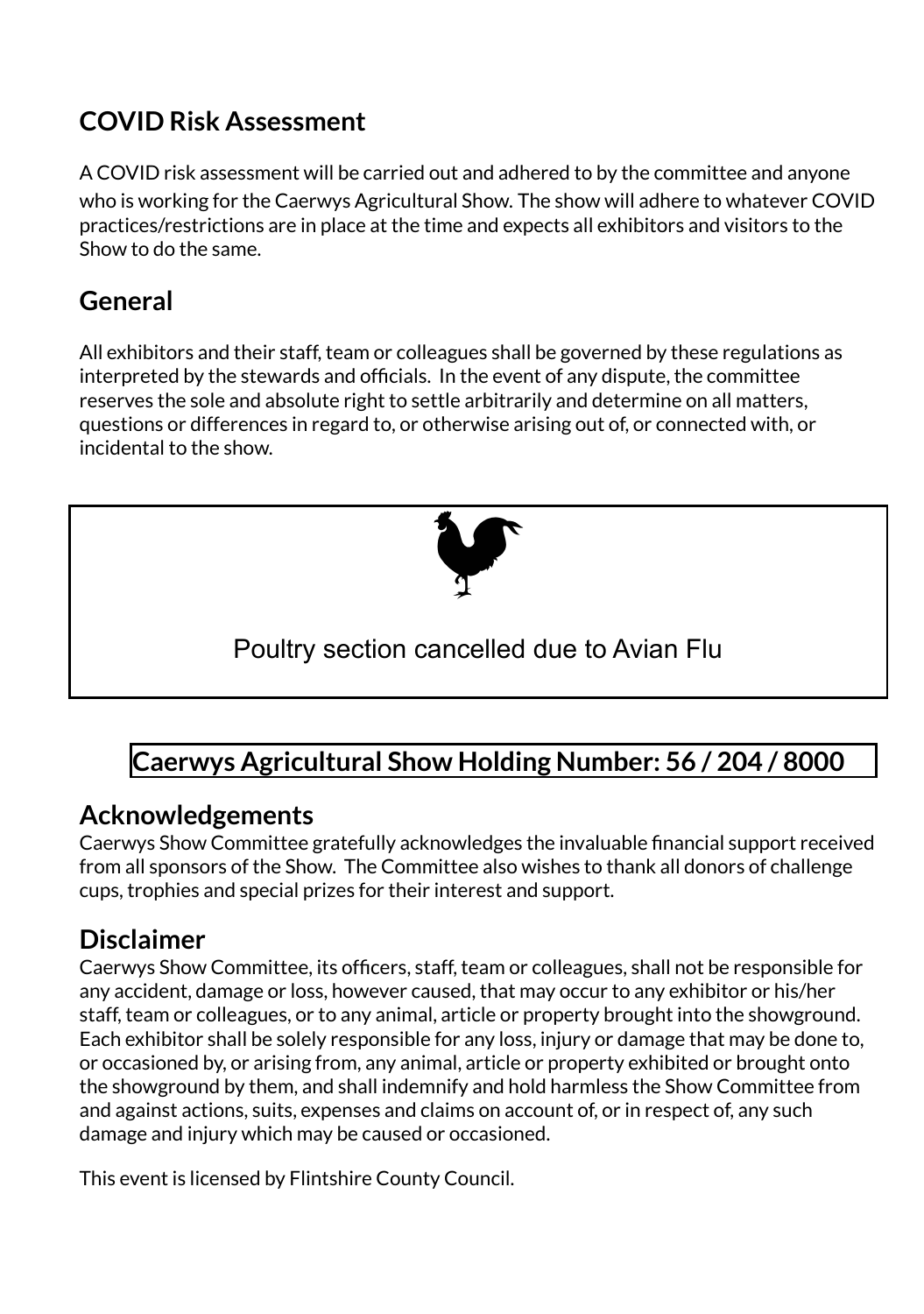## COVID Risk Assessment

A COVID risk assessment will be carried out and adhered to by the committee and anyone who is working for the Caerwys Agricultural Show. The show will adhere to whatever COVID practices/restrictions are in place at the time and expects all exhibitors and visitors to the Show to do the same.

## General

All exhibitors and their staff, team or colleagues shall be governed by these regulations as interpreted by the stewards and officials. In the event of any dispute, the committee reserves the sole and absolute right to settle arbitrarily and determine on all matters, questions or differences in regard to, or otherwise arising out of, or connected with, or incidental to the show.

Poultry section cancelled due to Avian Flu

**Caerwys Agricultural Show Holding Number: 56 / 204 / 8000**

## Acknowledgements

Caerwys Show Committee gratefully acknowledges the invaluable financial support received from all sponsors of the Show. The Committee also wishes to thank all donors of challenge cups, trophies and special prizes for their interest and support.

## Disclaimer

Caerwys Show Committee, its officers, staff, team or colleagues, shall not be responsible for any accident, damage or loss, however caused, that may occur to any exhibitor or his/her staff, team or colleagues, or to any animal, article or property brought into the showground. Each exhibitor shall be solely responsible for any loss, injury or damage that may be done to, or occasioned by, or arising from, any animal, article or property exhibited or brought onto the showground by them, and shall indemnify and hold harmless the Show Committee from and against actions, suits, expenses and claims on account of, or in respect of, any such damage and injury which may be caused or occasioned.

This event is licensed by Flintshire County Council.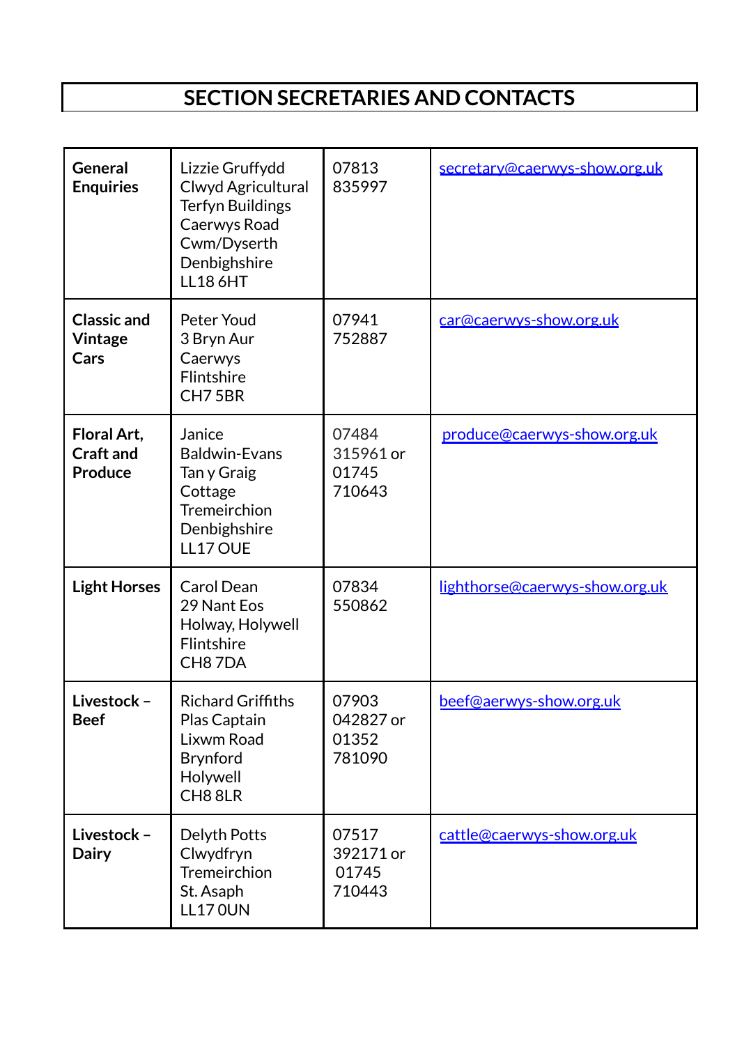# SECTION SECRETARIES AND CONTACTS

| | | | |
|---|---|---|---|
| **General Enquiries** | Lizzie Gruffydd<br>Clwyd Agricultural<br>Terfyn Buildings<br>Caerwys Road<br>Cwm/Dyserth<br>Denbighshire<br>LL18 6HT | 07813 835997 | secretary@caerwys-show.org.uk |
| **Classic and Vintage Cars** | Peter Youd<br>3 Bryn Aur<br>Caerwys<br>Flintshire<br>CH7 5BR | 07941 752887 | car@caerwys-show.org.uk |
| **Floral Art, Craft and Produce** | Janice Baldwin-Evans<br>Tan y Graig Cottage<br>Tremeirchion<br>Denbighshire<br>LL17 OUE | 07484 315961 or 01745 710643 | produce@caerwys-show.org.uk |
| **Light Horses** | Carol Dean<br>29 Nant Eos<br>Holway, Holywell<br>Flintshire<br>CH8 7DA | 07834 550862 | lighthorse@caerwys-show.org.uk |
| **Livestock – Beef** | Richard Griffiths<br>Plas Captain<br>Lixwm Road<br>Brynford<br>Holywell<br>CH8 8LR | 07903 042827 or 01352 781090 | beef@aerwys-show.org.uk |
| **Livestock – Dairy** | Delyth Potts<br>Clwydfryn<br>Tremeirchion<br>St. Asaph<br>LL17 0UN | 07517 392171 or 01745 710443 | cattle@caerwys-show.org.uk |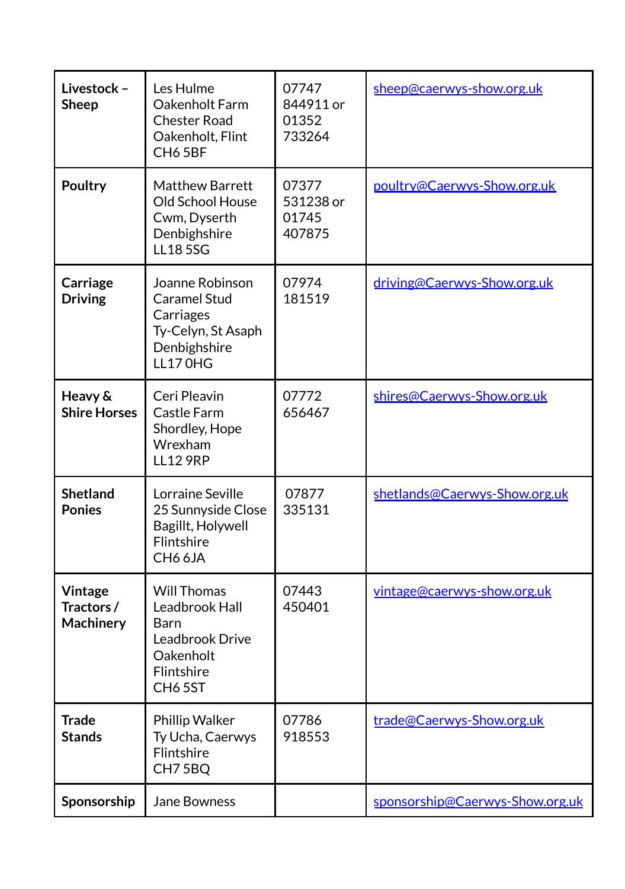| | | | |
|---|---|---|---|
| **Livestock – Sheep** | Les Hulme<br>Oakenholt Farm<br>Chester Road<br>Oakenholt, Flint<br>CH6 5BF | 07747 844911 or 01352 733264 | sheep@caerwys-show.org.uk |
| **Poultry** | Matthew Barrett<br>Old School House<br>Cwm, Dyserth<br>Denbighshire<br>LL18 5SG | 07377 531238 or 01745 407875 | poultry@Caerwys-Show.org.uk |
| **Carriage Driving** | Joanne Robinson<br>Caramel Stud Carriages<br>Ty-Celyn, St Asaph<br>Denbighshire<br>LL17 0HG | 07974 181519 | driving@Caerwys-Show.org.uk |
| **Heavy & Shire Horses** | Ceri Pleavin<br>Castle Farm<br>Shordley, Hope<br>Wrexham<br>LL12 9RP | 07772 656467 | shires@Caerwys-Show.org.uk |
| **Shetland Ponies** | Lorraine Seville<br>25 Sunnyside Close<br>Bagillt, Holywell<br>Flintshire<br>CH6 6JA | 07877 335131 | shetlands@Caerwys-Show.org.uk |
| **Vintage Tractors / Machinery** | Will Thomas<br>Leadbrook Hall Barn<br>Leadbrook Drive<br>Oakenholt<br>Flintshire<br>CH6 5ST | 07443 450401 | vintage@caerwys-show.org.uk |
| **Trade Stands** | Phillip Walker<br>Ty Ucha, Caerwys<br>Flintshire<br>CH7 5BQ | 07786 918553 | trade@Caerwys-Show.org.uk |
| **Sponsorship** | Jane Bowness | | sponsorship@Caerwys-Show.org.uk |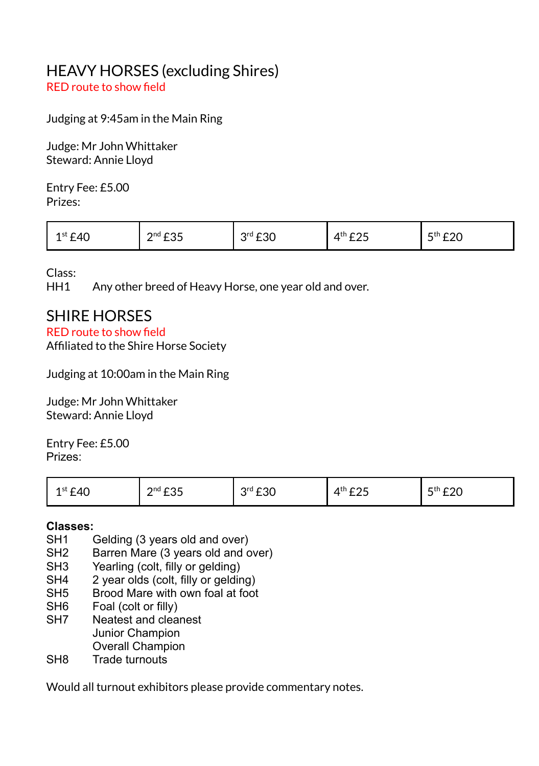## HEAVY HORSES (excluding Shires)

RED route to show field

Judging at 9:45am in the Main Ring

Judge: Mr John Whittaker
Steward: Annie Lloyd

Entry Fee: £5.00
Prizes:

| 1st £40 | 2nd £35 | 3rd £30 | 4th £25 | 5th £20 |
|---|---|---|---|---|

Class:
HH1 Any other breed of Heavy Horse, one year old and over.

## SHIRE HORSES

RED route to show field
Affiliated to the Shire Horse Society

Judging at 10:00am in the Main Ring

Judge: Mr John Whittaker
Steward: Annie Lloyd

Entry Fee: £5.00
Prizes:

| 1st £40 | 2nd £35 | 3rd £30 | 4th £25 | 5th £20 |
|---|---|---|---|---|

**Classes:**

SH1 Gelding (3 years old and over)
SH2 Barren Mare (3 years old and over)
SH3 Yearling (colt, filly or gelding)
SH4 2 year olds (colt, filly or gelding)
SH5 Brood Mare with own foal at foot
SH6 Foal (colt or filly)
SH7 Neatest and cleanest
Junior Champion
Overall Champion
SH8 Trade turnouts

Would all turnout exhibitors please provide commentary notes.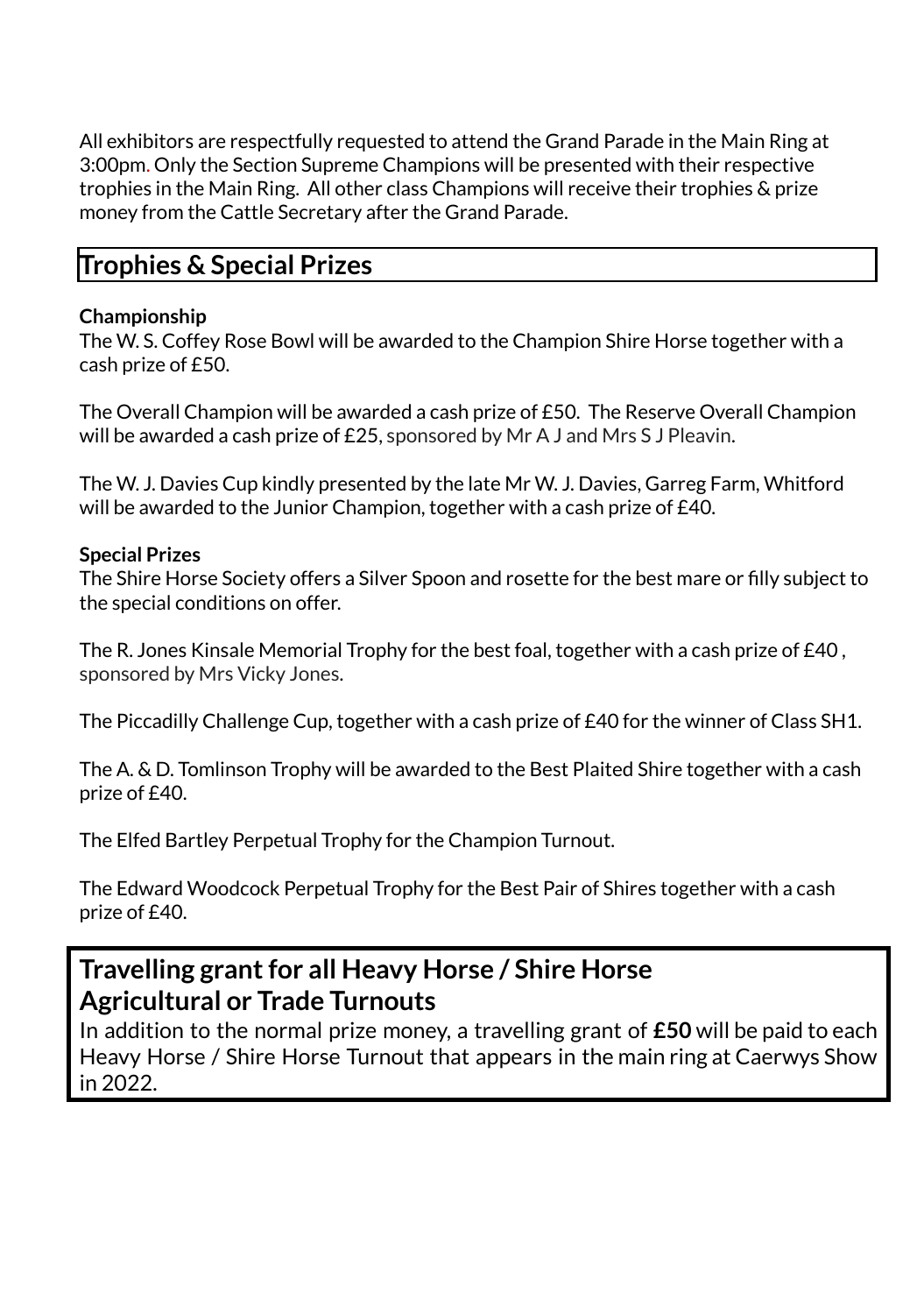All exhibitors are respectfully requested to attend the Grand Parade in the Main Ring at 3:00pm. Only the Section Supreme Champions will be presented with their respective trophies in the Main Ring. All other class Champions will receive their trophies & prize money from the Cattle Secretary after the Grand Parade.

## Trophies & Special Prizes

**Championship**

The W. S. Coffey Rose Bowl will be awarded to the Champion Shire Horse together with a cash prize of £50.

The Overall Champion will be awarded a cash prize of £50. The Reserve Overall Champion will be awarded a cash prize of £25, sponsored by Mr A J and Mrs S J Pleavin.

The W. J. Davies Cup kindly presented by the late Mr W. J. Davies, Garreg Farm, Whitford will be awarded to the Junior Champion, together with a cash prize of £40.

**Special Prizes**

The Shire Horse Society offers a Silver Spoon and rosette for the best mare or filly subject to the special conditions on offer.

The R. Jones Kinsale Memorial Trophy for the best foal, together with a cash prize of £40 , sponsored by Mrs Vicky Jones.

The Piccadilly Challenge Cup, together with a cash prize of £40 for the winner of Class SH1.

The A. & D. Tomlinson Trophy will be awarded to the Best Plaited Shire together with a cash prize of £40.

The Elfed Bartley Perpetual Trophy for the Champion Turnout.

The Edward Woodcock Perpetual Trophy for the Best Pair of Shires together with a cash prize of £40.

## Travelling grant for all Heavy Horse / Shire Horse Agricultural or Trade Turnouts

In addition to the normal prize money, a travelling grant of **£50** will be paid to each Heavy Horse / Shire Horse Turnout that appears in the main ring at Caerwys Show in 2022.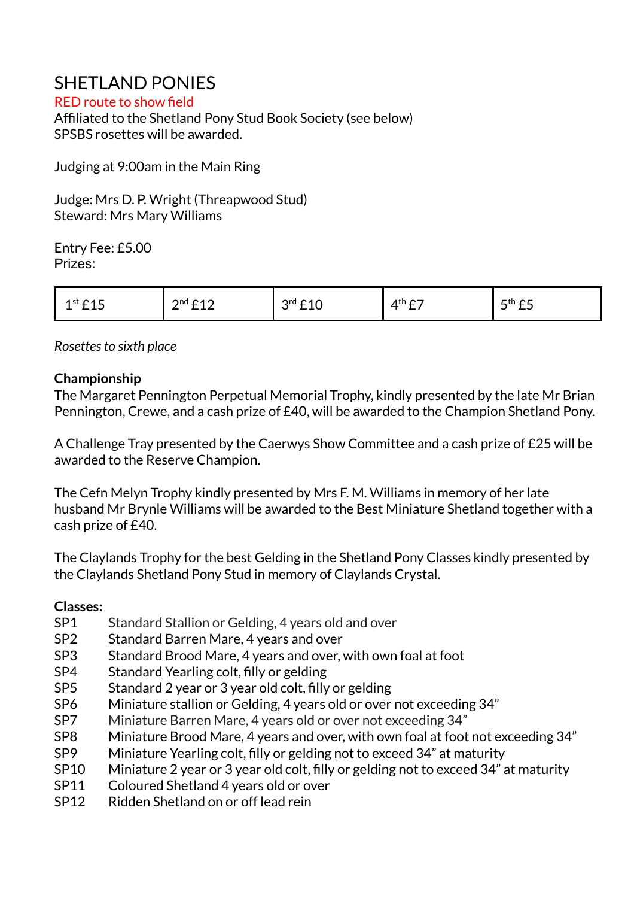# SHETLAND PONIES

RED route to show field

Affiliated to the Shetland Pony Stud Book Society (see below)
SPSBS rosettes will be awarded.

Judging at 9:00am in the Main Ring

Judge: Mrs D. P. Wright (Threapwood Stud)
Steward: Mrs Mary Williams

Entry Fee: £5.00
Prizes:

| 1st £15 | 2nd £12 | 3rd £10 | 4th £7 | 5th £5 |
|---|---|---|---|---|

*Rosettes to sixth place*

**Championship**

The Margaret Pennington Perpetual Memorial Trophy, kindly presented by the late Mr Brian Pennington, Crewe, and a cash prize of £40, will be awarded to the Champion Shetland Pony.

A Challenge Tray presented by the Caerwys Show Committee and a cash prize of £25 will be awarded to the Reserve Champion.

The Cefn Melyn Trophy kindly presented by Mrs F. M. Williams in memory of her late husband Mr Brynle Williams will be awarded to the Best Miniature Shetland together with a cash prize of £40.

The Claylands Trophy for the best Gelding in the Shetland Pony Classes kindly presented by the Claylands Shetland Pony Stud in memory of Claylands Crystal.

**Classes:**

- SP1 Standard Stallion or Gelding, 4 years old and over
- SP2 Standard Barren Mare, 4 years and over
- SP3 Standard Brood Mare, 4 years and over, with own foal at foot
- SP4 Standard Yearling colt, filly or gelding
- SP5 Standard 2 year or 3 year old colt, filly or gelding
- SP6 Miniature stallion or Gelding, 4 years old or over not exceeding 34”
- SP7 Miniature Barren Mare, 4 years old or over not exceeding 34”
- SP8 Miniature Brood Mare, 4 years and over, with own foal at foot not exceeding 34”
- SP9 Miniature Yearling colt, filly or gelding not to exceed 34” at maturity
- SP10 Miniature 2 year or 3 year old colt, filly or gelding not to exceed 34” at maturity
- SP11 Coloured Shetland 4 years old or over
- SP12 Ridden Shetland on or off lead rein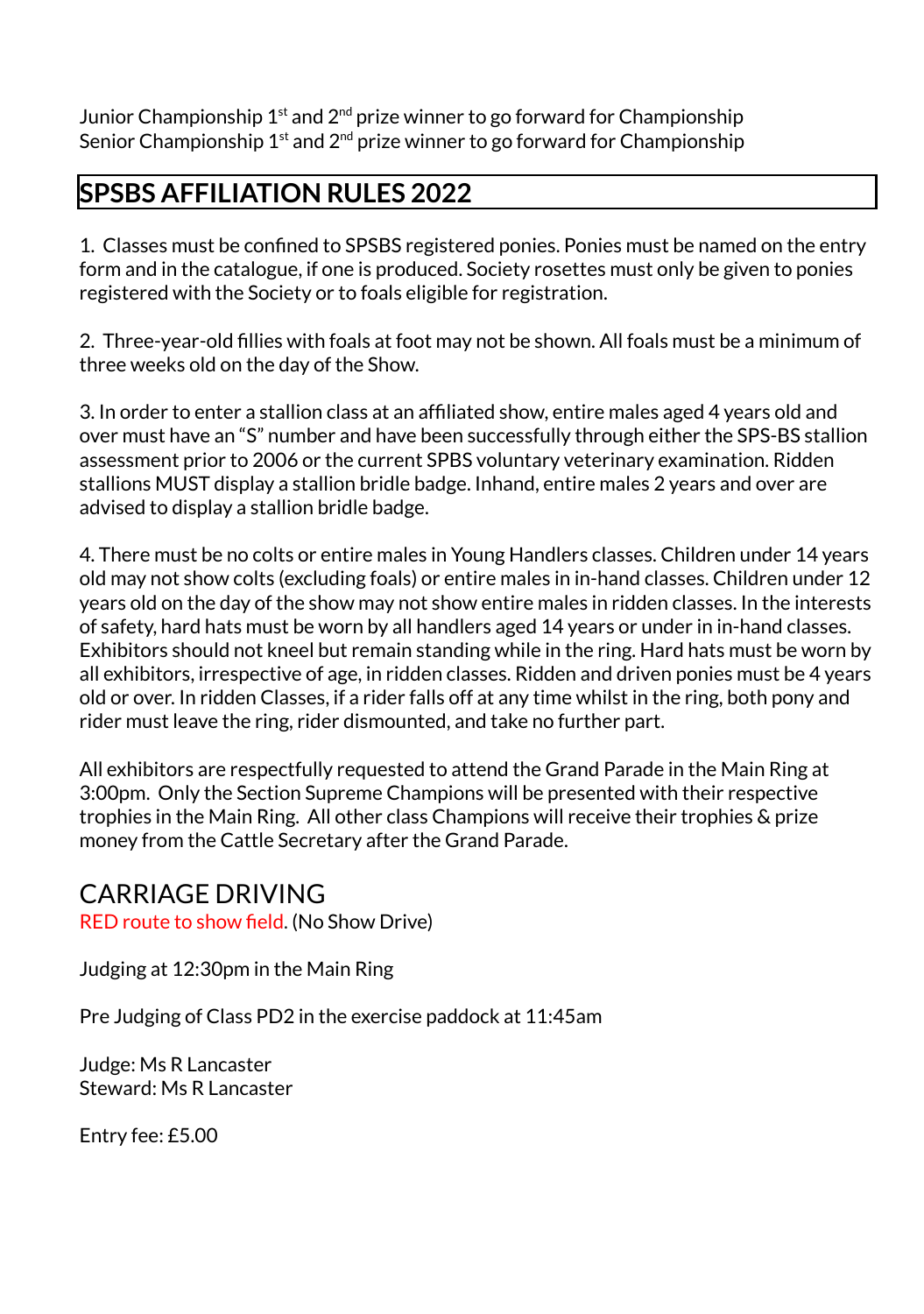Junior Championship 1st and 2nd prize winner to go forward for Championship
Senior Championship 1st and 2nd prize winner to go forward for Championship

## SPSBS AFFILIATION RULES 2022

1. Classes must be confined to SPSBS registered ponies. Ponies must be named on the entry form and in the catalogue, if one is produced. Society rosettes must only be given to ponies registered with the Society or to foals eligible for registration.

2. Three-year-old fillies with foals at foot may not be shown. All foals must be a minimum of three weeks old on the day of the Show.

3. In order to enter a stallion class at an affiliated show, entire males aged 4 years old and over must have an "S" number and have been successfully through either the SPS-BS stallion assessment prior to 2006 or the current SPBS voluntary veterinary examination. Ridden stallions MUST display a stallion bridle badge. Inhand, entire males 2 years and over are advised to display a stallion bridle badge.

4. There must be no colts or entire males in Young Handlers classes. Children under 14 years old may not show colts (excluding foals) or entire males in in-hand classes. Children under 12 years old on the day of the show may not show entire males in ridden classes. In the interests of safety, hard hats must be worn by all handlers aged 14 years or under in in-hand classes. Exhibitors should not kneel but remain standing while in the ring. Hard hats must be worn by all exhibitors, irrespective of age, in ridden classes. Ridden and driven ponies must be 4 years old or over. In ridden Classes, if a rider falls off at any time whilst in the ring, both pony and rider must leave the ring, rider dismounted, and take no further part.

All exhibitors are respectfully requested to attend the Grand Parade in the Main Ring at 3:00pm. Only the Section Supreme Champions will be presented with their respective trophies in the Main Ring. All other class Champions will receive their trophies & prize money from the Cattle Secretary after the Grand Parade.

## CARRIAGE DRIVING

RED route to show field. (No Show Drive)

Judging at 12:30pm in the Main Ring

Pre Judging of Class PD2 in the exercise paddock at 11:45am

Judge: Ms R Lancaster
Steward: Ms R Lancaster

Entry fee: £5.00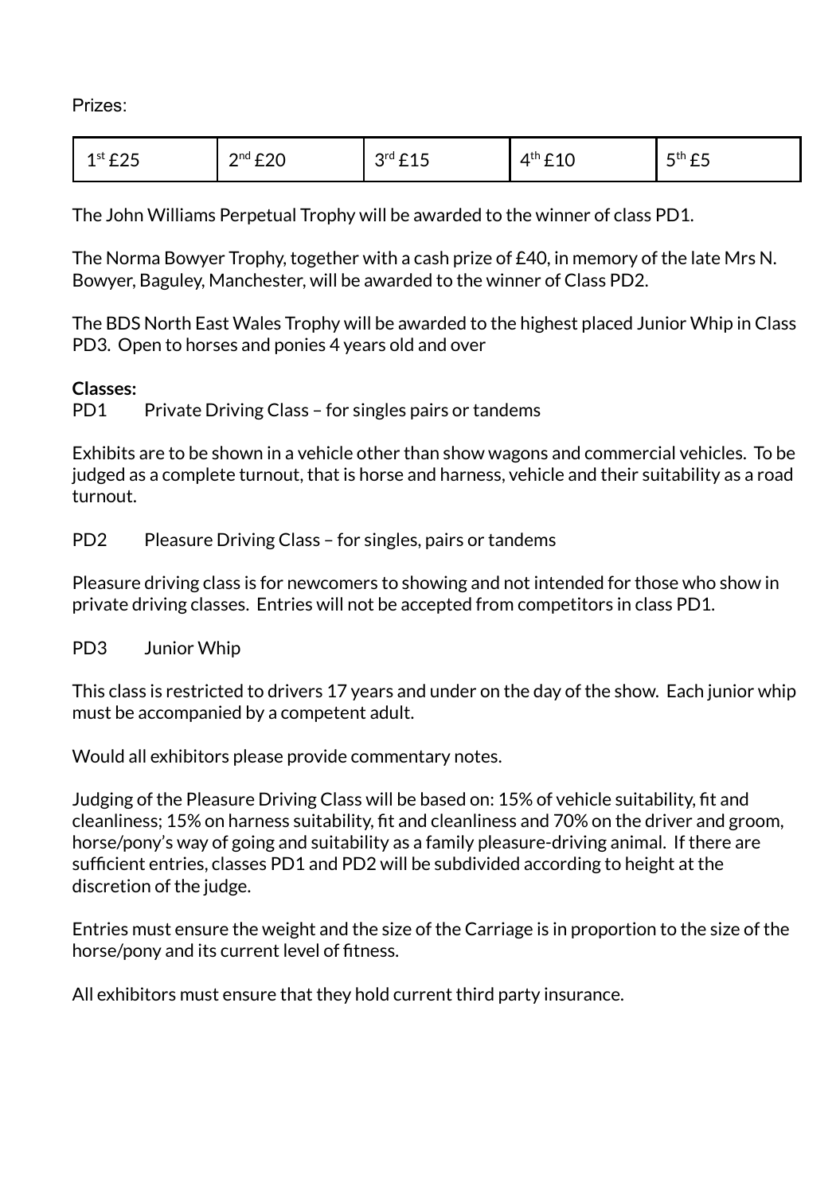Prizes:

| 1st £25 | 2nd £20 | 3rd £15 | 4th £10 | 5th £5 |
|---|---|---|---|---|

The John Williams Perpetual Trophy will be awarded to the winner of class PD1.

The Norma Bowyer Trophy, together with a cash prize of £40, in memory of the late Mrs N. Bowyer, Baguley, Manchester, will be awarded to the winner of Class PD2.

The BDS North East Wales Trophy will be awarded to the highest placed Junior Whip in Class PD3. Open to horses and ponies 4 years old and over

**Classes:**

PD1 Private Driving Class – for singles pairs or tandems

Exhibits are to be shown in a vehicle other than show wagons and commercial vehicles. To be judged as a complete turnout, that is horse and harness, vehicle and their suitability as a road turnout.

PD2 Pleasure Driving Class – for singles, pairs or tandems

Pleasure driving class is for newcomers to showing and not intended for those who show in private driving classes. Entries will not be accepted from competitors in class PD1.

PD3 Junior Whip

This class is restricted to drivers 17 years and under on the day of the show. Each junior whip must be accompanied by a competent adult.

Would all exhibitors please provide commentary notes.

Judging of the Pleasure Driving Class will be based on: 15% of vehicle suitability, fit and cleanliness; 15% on harness suitability, fit and cleanliness and 70% on the driver and groom, horse/pony's way of going and suitability as a family pleasure-driving animal. If there are sufficient entries, classes PD1 and PD2 will be subdivided according to height at the discretion of the judge.

Entries must ensure the weight and the size of the Carriage is in proportion to the size of the horse/pony and its current level of fitness.

All exhibitors must ensure that they hold current third party insurance.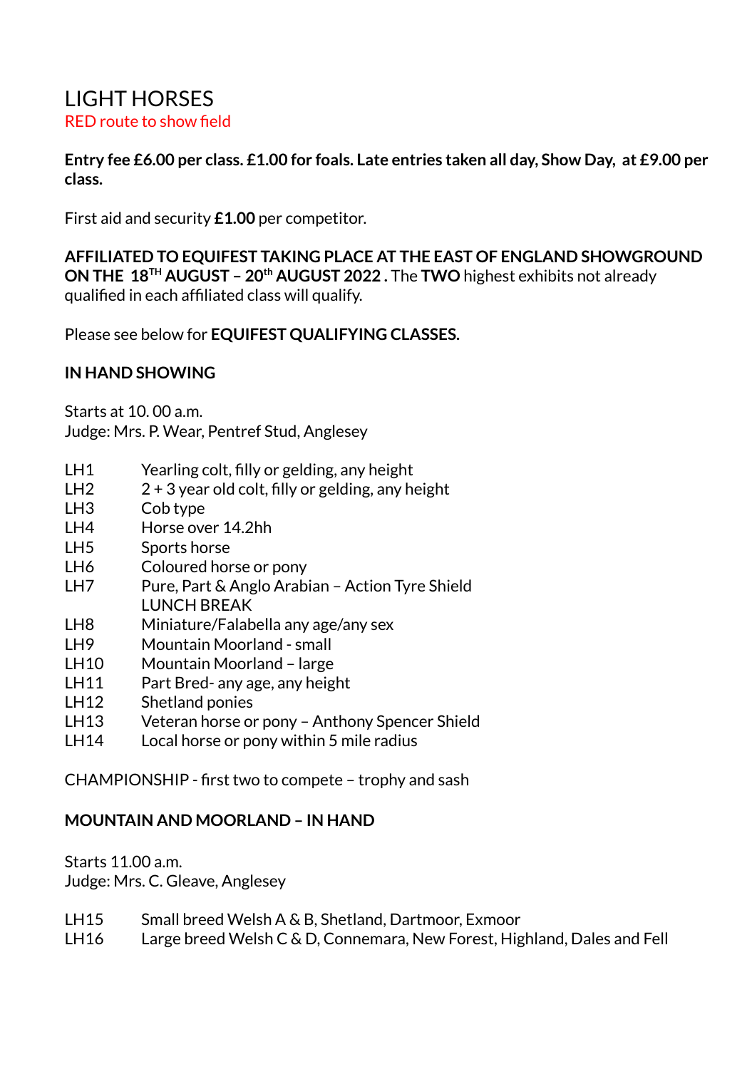# LIGHT HORSES

RED route to show field

**Entry fee £6.00 per class. £1.00 for foals. Late entries taken all day, Show Day, at £9.00 per class.**

First aid and security **£1.00** per competitor.

**AFFILIATED TO EQUIFEST TAKING PLACE AT THE EAST OF ENGLAND SHOWGROUND ON THE 18TH AUGUST – 20th AUGUST 2022 .** The **TWO** highest exhibits not already qualified in each affiliated class will qualify.

Please see below for **EQUIFEST QUALIFYING CLASSES.**

## IN HAND SHOWING

Starts at 10. 00 a.m.
Judge: Mrs. P. Wear, Pentref Stud, Anglesey

- LH1 Yearling colt, filly or gelding, any height
- LH2 2 + 3 year old colt, filly or gelding, any height
- LH3 Cob type
- LH4 Horse over 14.2hh
- LH5 Sports horse
- LH6 Coloured horse or pony
- LH7 Pure, Part & Anglo Arabian – Action Tyre Shield

  LUNCH BREAK
- LH8 Miniature/Falabella any age/any sex
- LH9 Mountain Moorland - small
- LH10 Mountain Moorland – large
- LH11 Part Bred- any age, any height
- LH12 Shetland ponies
- LH13 Veteran horse or pony – Anthony Spencer Shield
- LH14 Local horse or pony within 5 mile radius

CHAMPIONSHIP - first two to compete – trophy and sash

## MOUNTAIN AND MOORLAND – IN HAND

Starts 11.00 a.m.
Judge: Mrs. C. Gleave, Anglesey

- LH15 Small breed Welsh A & B, Shetland, Dartmoor, Exmoor
- LH16 Large breed Welsh C & D, Connemara, New Forest, Highland, Dales and Fell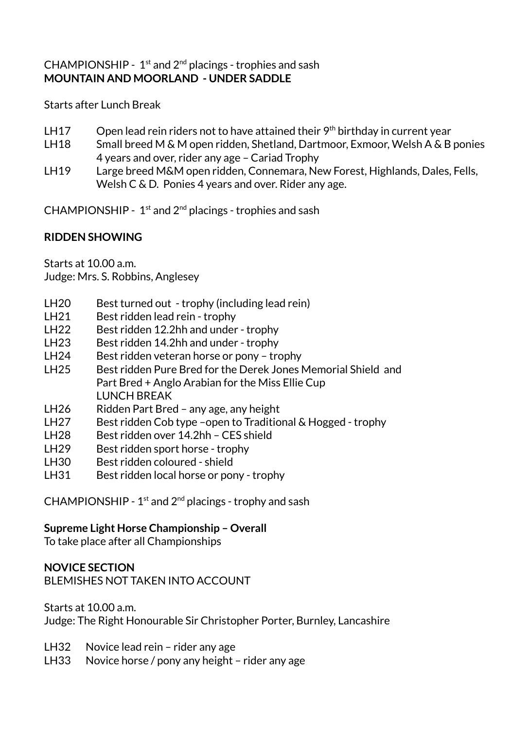CHAMPIONSHIP - 1st and 2nd placings - trophies and sash

**MOUNTAIN AND MOORLAND - UNDER SADDLE**

Starts after Lunch Break

- LH17 Open lead rein riders not to have attained their 9th birthday in current year
- LH18 Small breed M & M open ridden, Shetland, Dartmoor, Exmoor, Welsh A & B ponies 4 years and over, rider any age – Cariad Trophy
- LH19 Large breed M&M open ridden, Connemara, New Forest, Highlands, Dales, Fells, Welsh C & D. Ponies 4 years and over. Rider any age.

CHAMPIONSHIP - 1st and 2nd placings - trophies and sash

**RIDDEN SHOWING**

Starts at 10.00 a.m.
Judge: Mrs. S. Robbins, Anglesey

- LH20 Best turned out - trophy (including lead rein)
- LH21 Best ridden lead rein - trophy
- LH22 Best ridden 12.2hh and under - trophy
- LH23 Best ridden 14.2hh and under - trophy
- LH24 Best ridden veteran horse or pony – trophy
- LH25 Best ridden Pure Bred for the Derek Jones Memorial Shield and Part Bred + Anglo Arabian for the Miss Ellie Cup
  LUNCH BREAK
- LH26 Ridden Part Bred – any age, any height
- LH27 Best ridden Cob type –open to Traditional & Hogged - trophy
- LH28 Best ridden over 14.2hh – CES shield
- LH29 Best ridden sport horse - trophy
- LH30 Best ridden coloured - shield
- LH31 Best ridden local horse or pony - trophy

CHAMPIONSHIP - 1st and 2nd placings - trophy and sash

**Supreme Light Horse Championship – Overall**
To take place after all Championships

**NOVICE SECTION**
BLEMISHES NOT TAKEN INTO ACCOUNT

Starts at 10.00 a.m.
Judge: The Right Honourable Sir Christopher Porter, Burnley, Lancashire

- LH32 Novice lead rein – rider any age
- LH33 Novice horse / pony any height – rider any age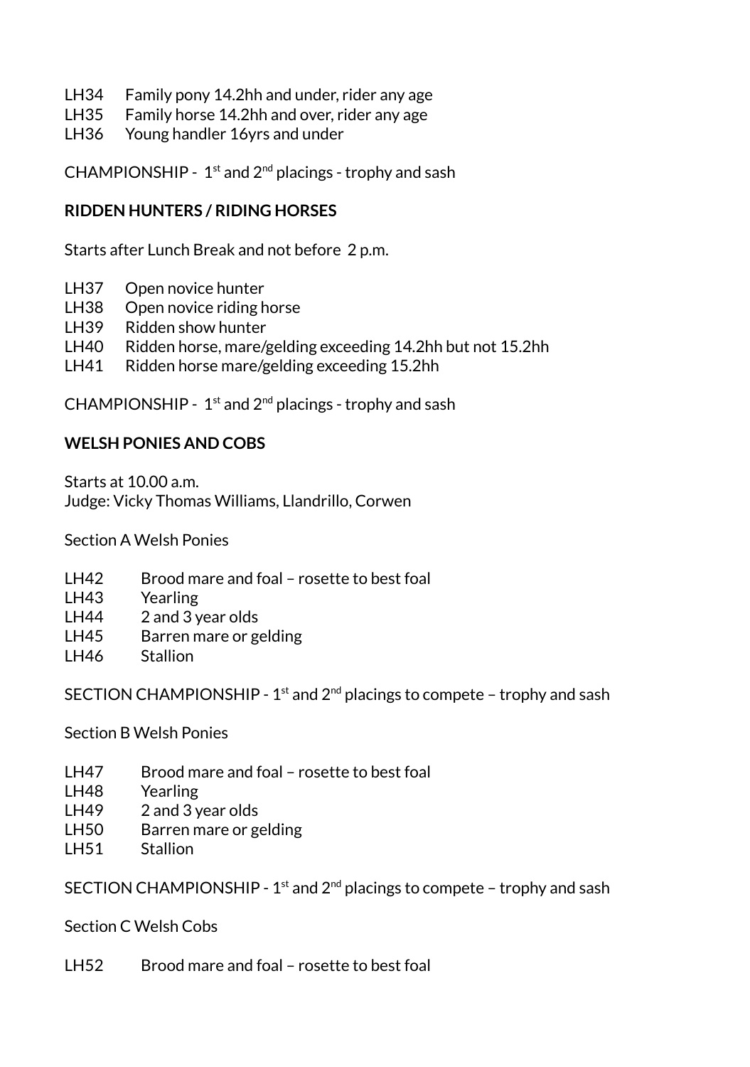LH34 Family pony 14.2hh and under, rider any age
LH35 Family horse 14.2hh and over, rider any age
LH36 Young handler 16yrs and under

CHAMPIONSHIP - 1st and 2nd placings - trophy and sash

**RIDDEN HUNTERS / RIDING HORSES**

Starts after Lunch Break and not before 2 p.m.

LH37 Open novice hunter
LH38 Open novice riding horse
LH39 Ridden show hunter
LH40 Ridden horse, mare/gelding exceeding 14.2hh but not 15.2hh
LH41 Ridden horse mare/gelding exceeding 15.2hh

CHAMPIONSHIP - 1st and 2nd placings - trophy and sash

**WELSH PONIES AND COBS**

Starts at 10.00 a.m.
Judge: Vicky Thomas Williams, Llandrillo, Corwen

Section A Welsh Ponies

LH42 Brood mare and foal – rosette to best foal
LH43 Yearling
LH44 2 and 3 year olds
LH45 Barren mare or gelding
LH46 Stallion

SECTION CHAMPIONSHIP - 1st and 2nd placings to compete – trophy and sash

Section B Welsh Ponies

LH47 Brood mare and foal – rosette to best foal
LH48 Yearling
LH49 2 and 3 year olds
LH50 Barren mare or gelding
LH51 Stallion

SECTION CHAMPIONSHIP - 1st and 2nd placings to compete – trophy and sash

Section C Welsh Cobs

LH52 Brood mare and foal – rosette to best foal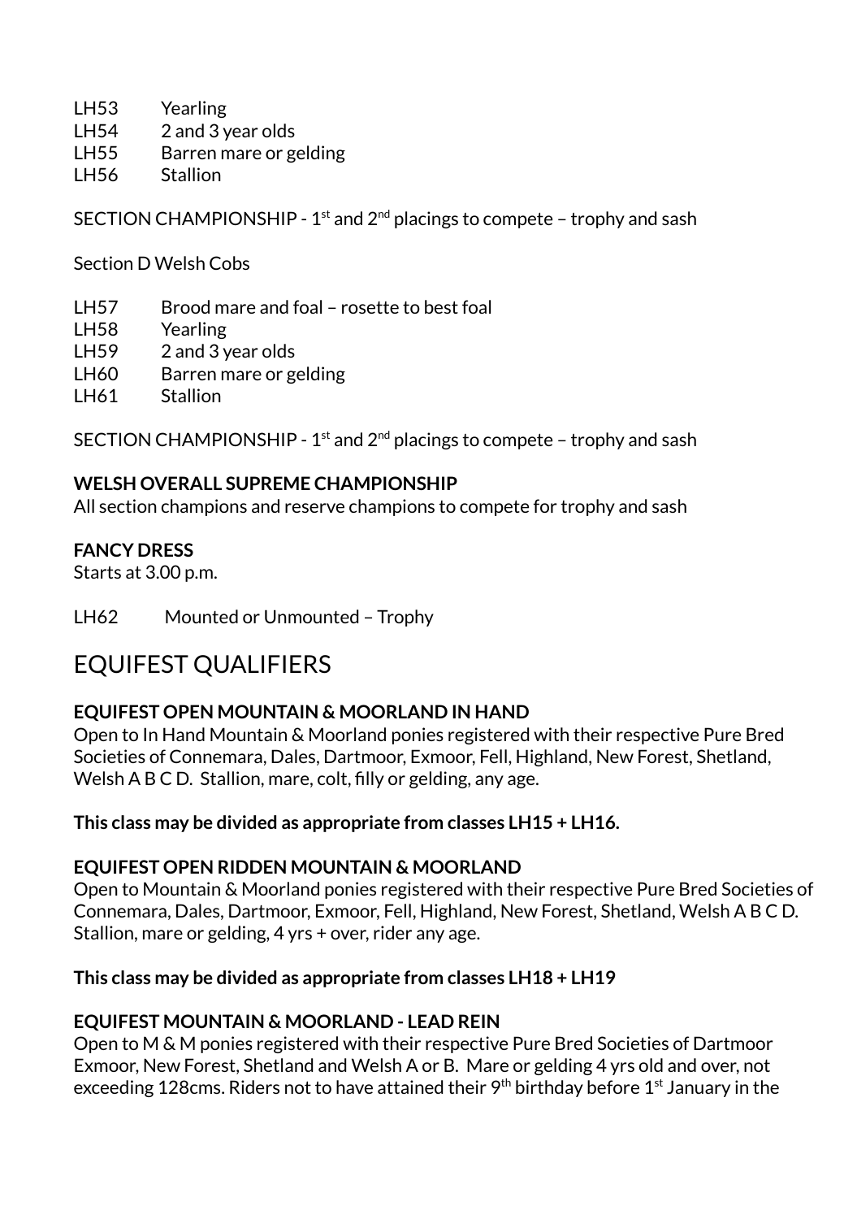LH53 Yearling
LH54 2 and 3 year olds
LH55 Barren mare or gelding
LH56 Stallion

SECTION CHAMPIONSHIP - 1st and 2nd placings to compete – trophy and sash

Section D Welsh Cobs

LH57 Brood mare and foal – rosette to best foal
LH58 Yearling
LH59 2 and 3 year olds
LH60 Barren mare or gelding
LH61 Stallion

SECTION CHAMPIONSHIP - 1st and 2nd placings to compete – trophy and sash

**WELSH OVERALL SUPREME CHAMPIONSHIP**
All section champions and reserve champions to compete for trophy and sash

**FANCY DRESS**
Starts at 3.00 p.m.

LH62 Mounted or Unmounted – Trophy

# EQUIFEST QUALIFIERS

**EQUIFEST OPEN MOUNTAIN & MOORLAND IN HAND**
Open to In Hand Mountain & Moorland ponies registered with their respective Pure Bred Societies of Connemara, Dales, Dartmoor, Exmoor, Fell, Highland, New Forest, Shetland, Welsh A B C D. Stallion, mare, colt, filly or gelding, any age.

**This class may be divided as appropriate from classes LH15 + LH16.**

**EQUIFEST OPEN RIDDEN MOUNTAIN & MOORLAND**
Open to Mountain & Moorland ponies registered with their respective Pure Bred Societies of Connemara, Dales, Dartmoor, Exmoor, Fell, Highland, New Forest, Shetland, Welsh A B C D. Stallion, mare or gelding, 4 yrs + over, rider any age.

**This class may be divided as appropriate from classes LH18 + LH19**

**EQUIFEST MOUNTAIN & MOORLAND - LEAD REIN**
Open to M & M ponies registered with their respective Pure Bred Societies of Dartmoor Exmoor, New Forest, Shetland and Welsh A or B. Mare or gelding 4 yrs old and over, not exceeding 128cms. Riders not to have attained their 9th birthday before 1st January in the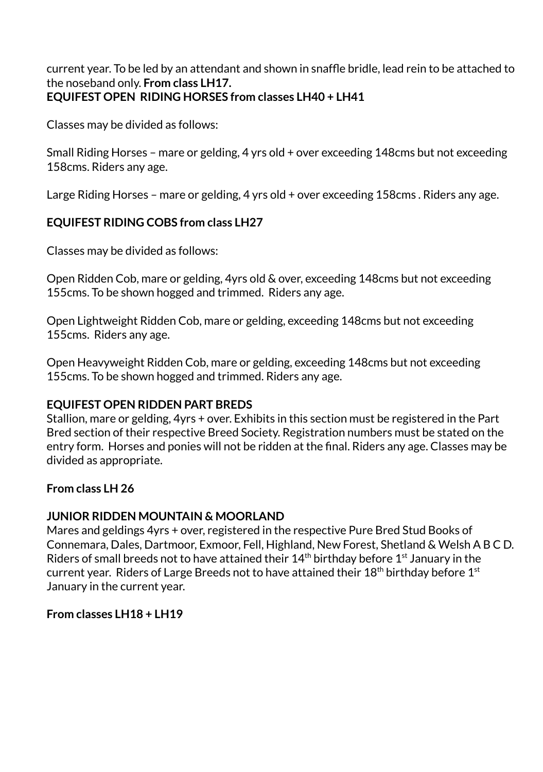current year. To be led by an attendant and shown in snaffle bridle, lead rein to be attached to the noseband only. **From class LH17.**
**EQUIFEST OPEN RIDING HORSES from classes LH40 + LH41**

Classes may be divided as follows:

Small Riding Horses – mare or gelding, 4 yrs old + over exceeding 148cms but not exceeding 158cms. Riders any age.

Large Riding Horses – mare or gelding, 4 yrs old + over exceeding 158cms . Riders any age.

**EQUIFEST RIDING COBS from class LH27**

Classes may be divided as follows:

Open Ridden Cob, mare or gelding, 4yrs old & over, exceeding 148cms but not exceeding 155cms. To be shown hogged and trimmed. Riders any age.

Open Lightweight Ridden Cob, mare or gelding, exceeding 148cms but not exceeding 155cms. Riders any age.

Open Heavyweight Ridden Cob, mare or gelding, exceeding 148cms but not exceeding 155cms. To be shown hogged and trimmed. Riders any age.

**EQUIFEST OPEN RIDDEN PART BREDS**
Stallion, mare or gelding, 4yrs + over. Exhibits in this section must be registered in the Part Bred section of their respective Breed Society. Registration numbers must be stated on the entry form. Horses and ponies will not be ridden at the final. Riders any age. Classes may be divided as appropriate.

**From class LH 26**

**JUNIOR RIDDEN MOUNTAIN & MOORLAND**
Mares and geldings 4yrs + over, registered in the respective Pure Bred Stud Books of Connemara, Dales, Dartmoor, Exmoor, Fell, Highland, New Forest, Shetland & Welsh A B C D. Riders of small breeds not to have attained their 14th birthday before 1st January in the current year. Riders of Large Breeds not to have attained their 18th birthday before 1st January in the current year.

**From classes LH18 + LH19**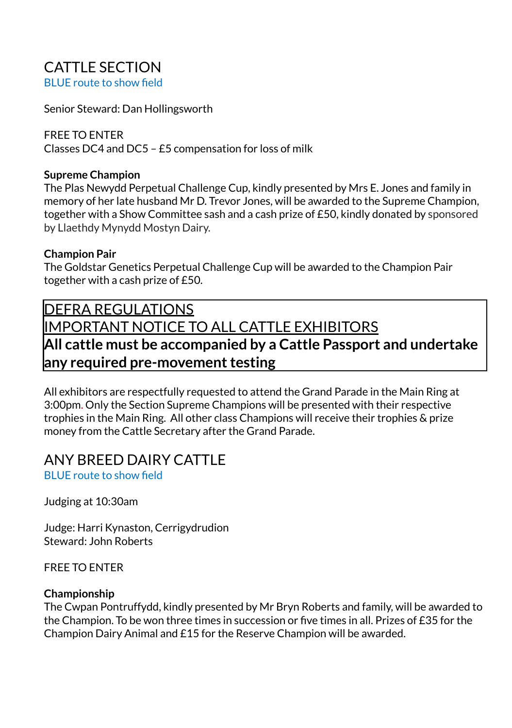# CATTLE SECTION

BLUE route to show field

Senior Steward: Dan Hollingsworth

FREE TO ENTER
Classes DC4 and DC5 – £5 compensation for loss of milk

**Supreme Champion**
The Plas Newydd Perpetual Challenge Cup, kindly presented by Mrs E. Jones and family in memory of her late husband Mr D. Trevor Jones, will be awarded to the Supreme Champion, together with a Show Committee sash and a cash prize of £50, kindly donated by sponsored by Llaethdy Mynydd Mostyn Dairy.

**Champion Pair**
The Goldstar Genetics Perpetual Challenge Cup will be awarded to the Champion Pair together with a cash prize of £50.

DEFRA REGULATIONS
IMPORTANT NOTICE TO ALL CATTLE EXHIBITORS
**All cattle must be accompanied by a Cattle Passport and undertake any required pre-movement testing**

All exhibitors are respectfully requested to attend the Grand Parade in the Main Ring at 3:00pm. Only the Section Supreme Champions will be presented with their respective trophies in the Main Ring. All other class Champions will receive their trophies & prize money from the Cattle Secretary after the Grand Parade.

# ANY BREED DAIRY CATTLE

BLUE route to show field

Judging at 10:30am

Judge: Harri Kynaston, Cerrigydrudion
Steward: John Roberts

FREE TO ENTER

**Championship**
The Cwpan Pontruffydd, kindly presented by Mr Bryn Roberts and family, will be awarded to the Champion. To be won three times in succession or five times in all. Prizes of £35 for the Champion Dairy Animal and £15 for the Reserve Champion will be awarded.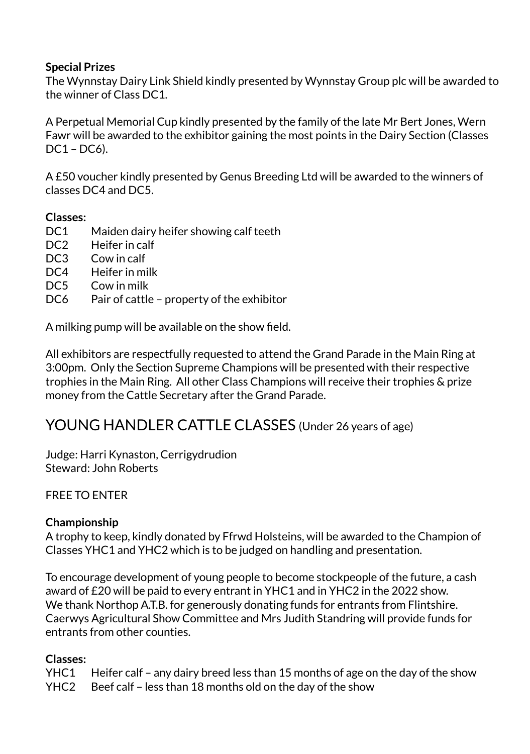**Special Prizes**

The Wynnstay Dairy Link Shield kindly presented by Wynnstay Group plc will be awarded to the winner of Class DC1.

A Perpetual Memorial Cup kindly presented by the family of the late Mr Bert Jones, Wern Fawr will be awarded to the exhibitor gaining the most points in the Dairy Section (Classes DC1 – DC6).

A £50 voucher kindly presented by Genus Breeding Ltd will be awarded to the winners of classes DC4 and DC5.

**Classes:**

DC1 Maiden dairy heifer showing calf teeth
DC2 Heifer in calf
DC3 Cow in calf
DC4 Heifer in milk
DC5 Cow in milk
DC6 Pair of cattle – property of the exhibitor

A milking pump will be available on the show field.

All exhibitors are respectfully requested to attend the Grand Parade in the Main Ring at 3:00pm. Only the Section Supreme Champions will be presented with their respective trophies in the Main Ring. All other Class Champions will receive their trophies & prize money from the Cattle Secretary after the Grand Parade.

## YOUNG HANDLER CATTLE CLASSES (Under 26 years of age)

Judge: Harri Kynaston, Cerrigydrudion
Steward: John Roberts

FREE TO ENTER

**Championship**

A trophy to keep, kindly donated by Ffrwd Holsteins, will be awarded to the Champion of Classes YHC1 and YHC2 which is to be judged on handling and presentation.

To encourage development of young people to become stockpeople of the future, a cash award of £20 will be paid to every entrant in YHC1 and in YHC2 in the 2022 show.
We thank Northop A.T.B. for generously donating funds for entrants from Flintshire.
Caerwys Agricultural Show Committee and Mrs Judith Standring will provide funds for entrants from other counties.

**Classes:**

YHC1 Heifer calf – any dairy breed less than 15 months of age on the day of the show
YHC2 Beef calf – less than 18 months old on the day of the show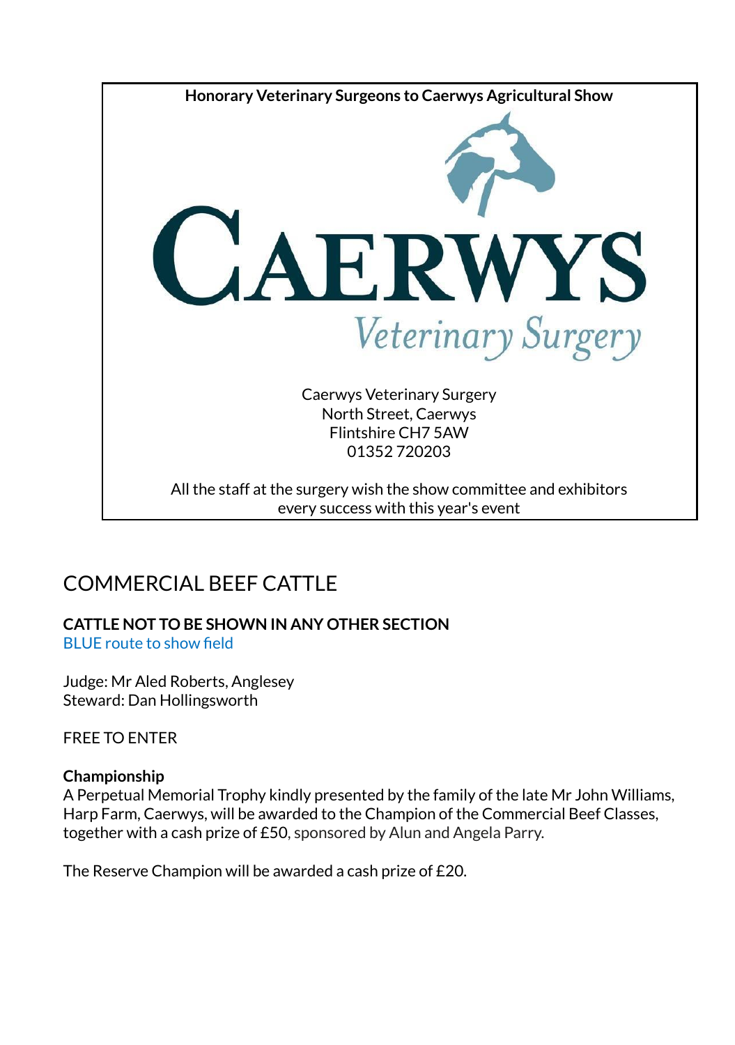**Honorary Veterinary Surgeons to Caerwys Agricultural Show**

CAERWYS
Veterinary Surgery

Caerwys Veterinary Surgery
North Street, Caerwys
Flintshire CH7 5AW
01352 720203

All the staff at the surgery wish the show committee and exhibitors every success with this year's event

# COMMERCIAL BEEF CATTLE

**CATTLE NOT TO BE SHOWN IN ANY OTHER SECTION**
BLUE route to show field

Judge: Mr Aled Roberts, Anglesey
Steward: Dan Hollingsworth

FREE TO ENTER

**Championship**
A Perpetual Memorial Trophy kindly presented by the family of the late Mr John Williams, Harp Farm, Caerwys, will be awarded to the Champion of the Commercial Beef Classes, together with a cash prize of £50, sponsored by Alun and Angela Parry.

The Reserve Champion will be awarded a cash prize of £20.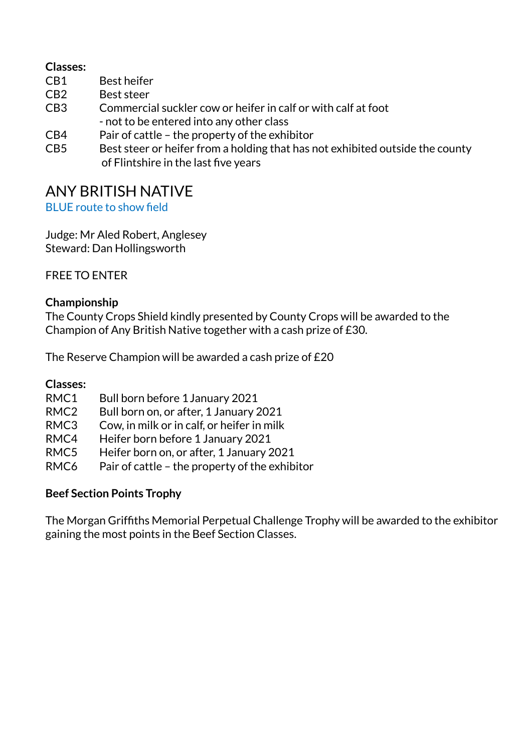**Classes:**

| | |
|---|---|
| CB1 | Best heifer |
| CB2 | Best steer |
| CB3 | Commercial suckler cow or heifer in calf or with calf at foot - not to be entered into any other class |
| CB4 | Pair of cattle – the property of the exhibitor |
| CB5 | Best steer or heifer from a holding that has not exhibited outside the county of Flintshire in the last five years |

# ANY BRITISH NATIVE

BLUE route to show field

Judge: Mr Aled Robert, Anglesey
Steward: Dan Hollingsworth

FREE TO ENTER

**Championship**

The County Crops Shield kindly presented by County Crops will be awarded to the Champion of Any British Native together with a cash prize of £30.

The Reserve Champion will be awarded a cash prize of £20

**Classes:**

| | |
|---|---|
| RMC1 | Bull born before 1 January 2021 |
| RMC2 | Bull born on, or after, 1 January 2021 |
| RMC3 | Cow, in milk or in calf, or heifer in milk |
| RMC4 | Heifer born before 1 January 2021 |
| RMC5 | Heifer born on, or after, 1 January 2021 |
| RMC6 | Pair of cattle – the property of the exhibitor |

**Beef Section Points Trophy**

The Morgan Griffiths Memorial Perpetual Challenge Trophy will be awarded to the exhibitor gaining the most points in the Beef Section Classes.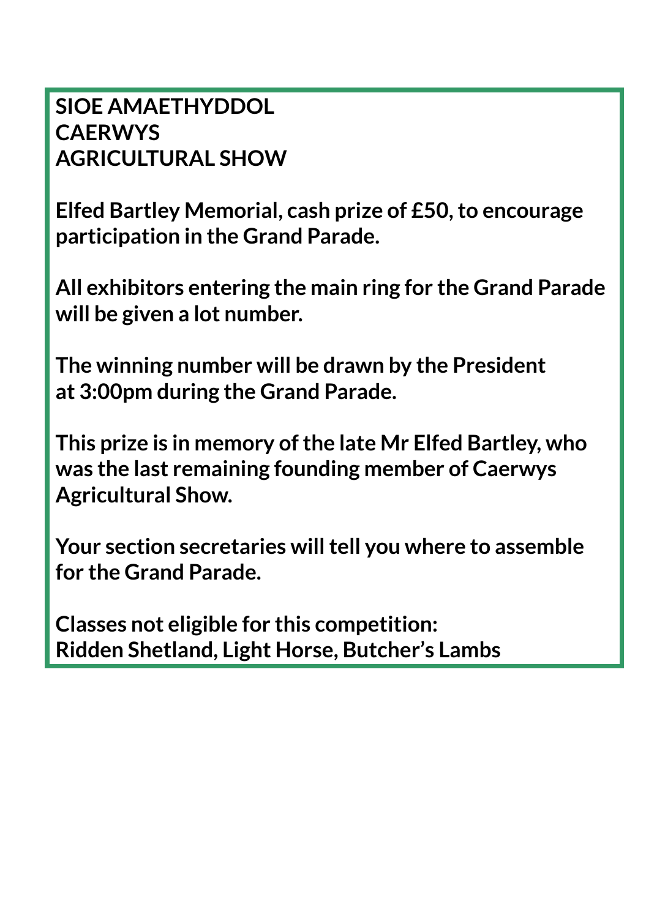**SIOE AMAETHYDDOL**
**CAERWYS**
**AGRICULTURAL SHOW**

**Elfed Bartley Memorial, cash prize of £50, to encourage participation in the Grand Parade.**

**All exhibitors entering the main ring for the Grand Parade will be given a lot number.**

**The winning number will be drawn by the President at 3:00pm during the Grand Parade.**

**This prize is in memory of the late Mr Elfed Bartley, who was the last remaining founding member of Caerwys Agricultural Show.**

**Your section secretaries will tell you where to assemble for the Grand Parade.**

**Classes not eligible for this competition:**
**Ridden Shetland, Light Horse, Butcher's Lambs**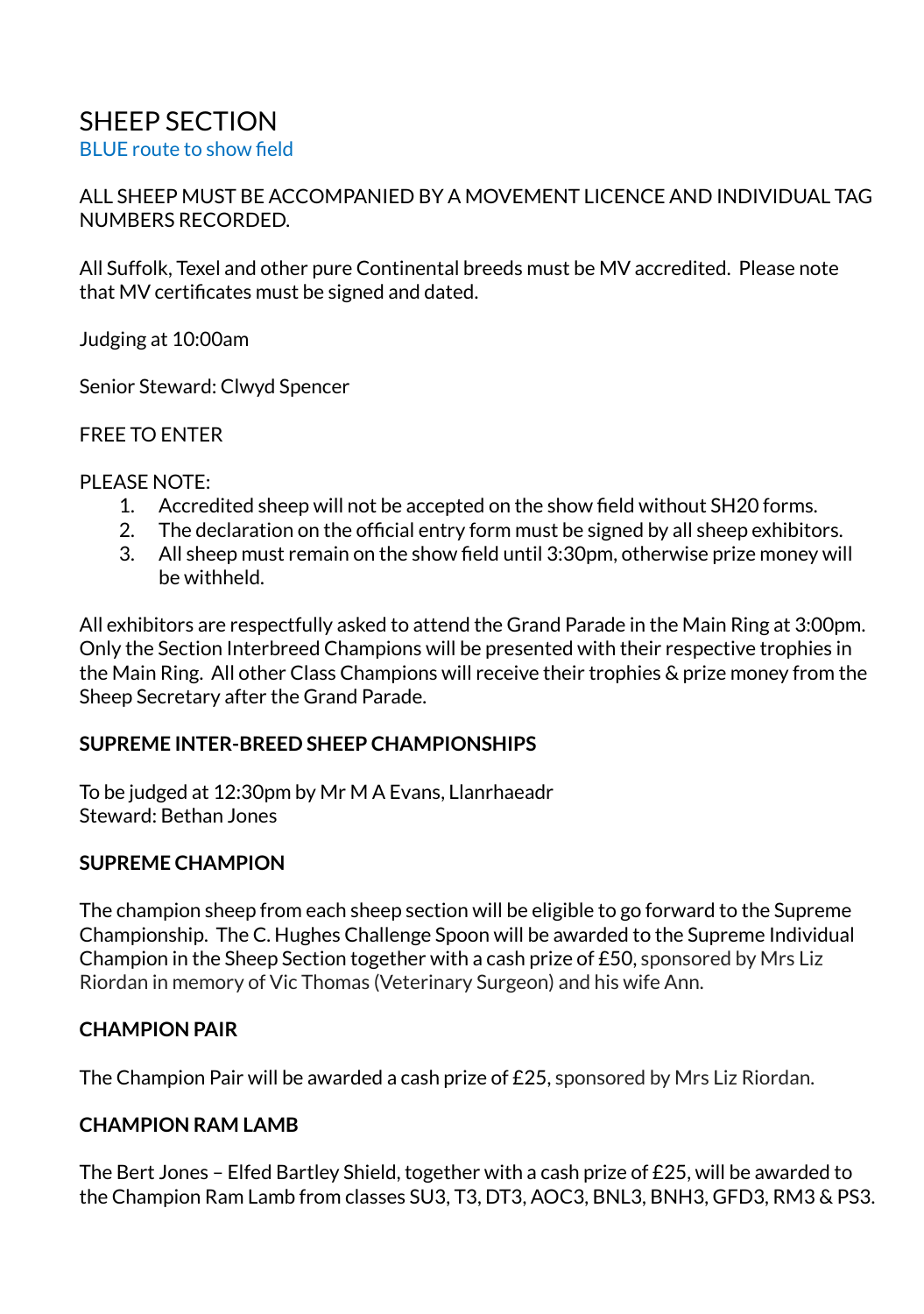# SHEEP SECTION

BLUE route to show field

ALL SHEEP MUST BE ACCOMPANIED BY A MOVEMENT LICENCE AND INDIVIDUAL TAG NUMBERS RECORDED.

All Suffolk, Texel and other pure Continental breeds must be MV accredited. Please note that MV certificates must be signed and dated.

Judging at 10:00am

Senior Steward: Clwyd Spencer

FREE TO ENTER

PLEASE NOTE:

1. Accredited sheep will not be accepted on the show field without SH20 forms.
2. The declaration on the official entry form must be signed by all sheep exhibitors.
3. All sheep must remain on the show field until 3:30pm, otherwise prize money will be withheld.

All exhibitors are respectfully asked to attend the Grand Parade in the Main Ring at 3:00pm. Only the Section Interbreed Champions will be presented with their respective trophies in the Main Ring. All other Class Champions will receive their trophies & prize money from the Sheep Secretary after the Grand Parade.

**SUPREME INTER-BREED SHEEP CHAMPIONSHIPS**

To be judged at 12:30pm by Mr M A Evans, Llanrhaeadr
Steward: Bethan Jones

**SUPREME CHAMPION**

The champion sheep from each sheep section will be eligible to go forward to the Supreme Championship. The C. Hughes Challenge Spoon will be awarded to the Supreme Individual Champion in the Sheep Section together with a cash prize of £50, sponsored by Mrs Liz Riordan in memory of Vic Thomas (Veterinary Surgeon) and his wife Ann.

**CHAMPION PAIR**

The Champion Pair will be awarded a cash prize of £25, sponsored by Mrs Liz Riordan.

**CHAMPION RAM LAMB**

The Bert Jones – Elfed Bartley Shield, together with a cash prize of £25, will be awarded to the Champion Ram Lamb from classes SU3, T3, DT3, AOC3, BNL3, BNH3, GFD3, RM3 & PS3.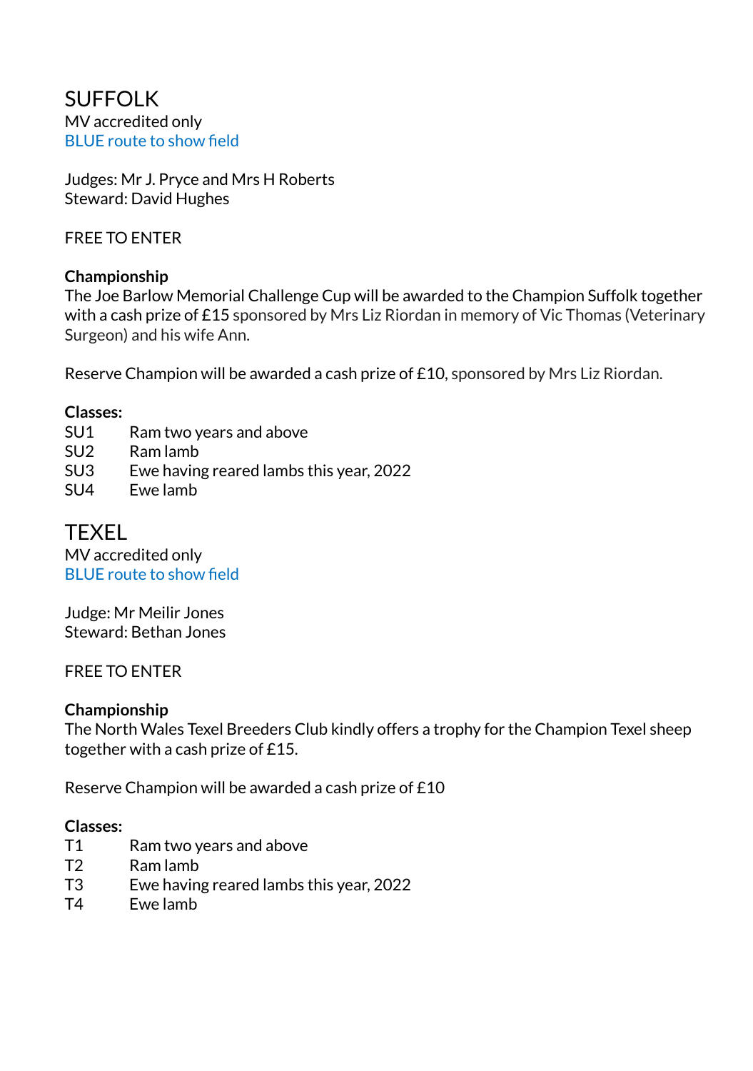## SUFFOLK

MV accredited only
BLUE route to show field

Judges: Mr J. Pryce and Mrs H Roberts
Steward: David Hughes

FREE TO ENTER

**Championship**
The Joe Barlow Memorial Challenge Cup will be awarded to the Champion Suffolk together with a cash prize of £15 sponsored by Mrs Liz Riordan in memory of Vic Thomas (Veterinary Surgeon) and his wife Ann.

Reserve Champion will be awarded a cash prize of £10, sponsored by Mrs Liz Riordan.

**Classes:**

| | |
|---|---|
| SU1 | Ram two years and above |
| SU2 | Ram lamb |
| SU3 | Ewe having reared lambs this year, 2022 |
| SU4 | Ewe lamb |

## TEXEL

MV accredited only
BLUE route to show field

Judge: Mr Meilir Jones
Steward: Bethan Jones

FREE TO ENTER

**Championship**
The North Wales Texel Breeders Club kindly offers a trophy for the Champion Texel sheep together with a cash prize of £15.

Reserve Champion will be awarded a cash prize of £10

**Classes:**

| | |
|---|---|
| T1 | Ram two years and above |
| T2 | Ram lamb |
| T3 | Ewe having reared lambs this year, 2022 |
| T4 | Ewe lamb |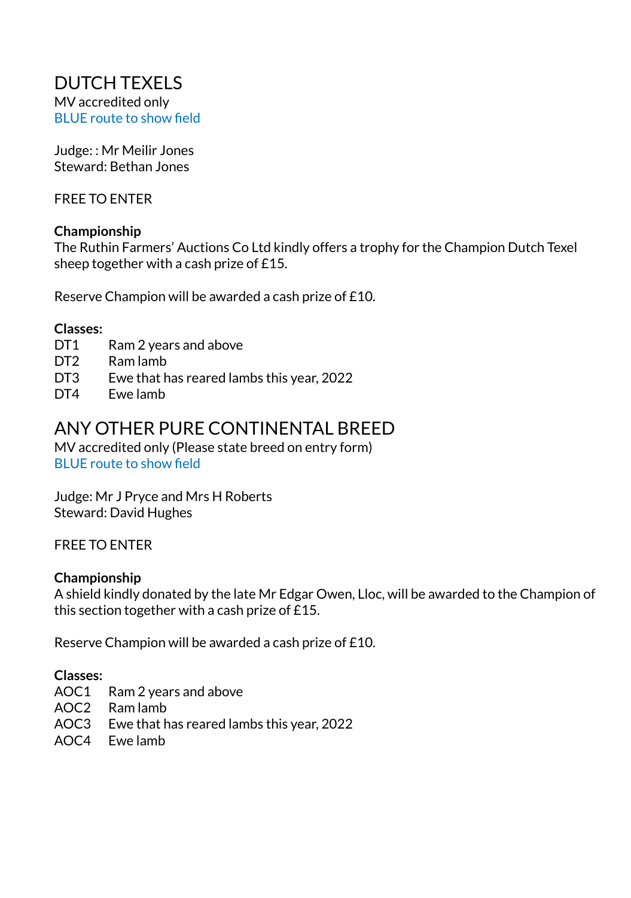# DUTCH TEXELS

MV accredited only
BLUE route to show field

Judge: : Mr Meilir Jones
Steward: Bethan Jones

FREE TO ENTER

**Championship**
The Ruthin Farmers' Auctions Co Ltd kindly offers a trophy for the Champion Dutch Texel sheep together with a cash prize of £15.

Reserve Champion will be awarded a cash prize of £10.

**Classes:**

| | |
|---|---|
| DT1 | Ram 2 years and above |
| DT2 | Ram lamb |
| DT3 | Ewe that has reared lambs this year, 2022 |
| DT4 | Ewe lamb |

# ANY OTHER PURE CONTINENTAL BREED

MV accredited only (Please state breed on entry form)
BLUE route to show field

Judge: Mr J Pryce and Mrs H Roberts
Steward: David Hughes

FREE TO ENTER

**Championship**
A shield kindly donated by the late Mr Edgar Owen, Lloc, will be awarded to the Champion of this section together with a cash prize of £15.

Reserve Champion will be awarded a cash prize of £10.

**Classes:**

| | |
|---|---|
| AOC1 | Ram 2 years and above |
| AOC2 | Ram lamb |
| AOC3 | Ewe that has reared lambs this year, 2022 |
| AOC4 | Ewe lamb |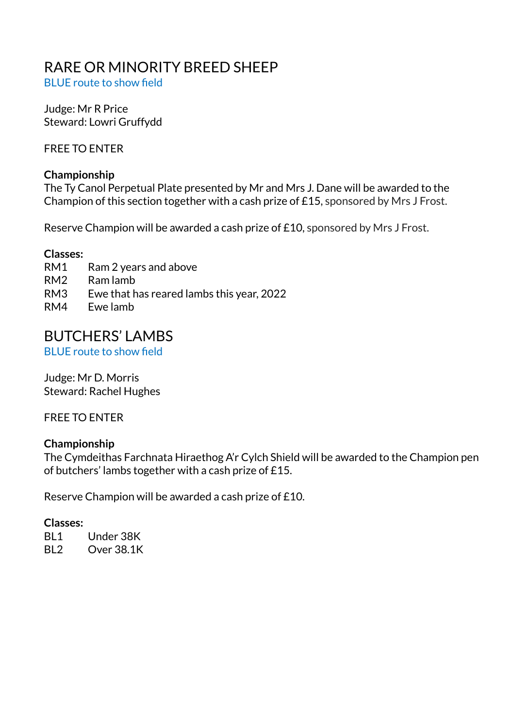# RARE OR MINORITY BREED SHEEP

BLUE route to show field

Judge: Mr R Price
Steward: Lowri Gruffydd

FREE TO ENTER

**Championship**
The Ty Canol Perpetual Plate presented by Mr and Mrs J. Dane will be awarded to the Champion of this section together with a cash prize of £15, sponsored by Mrs J Frost.

Reserve Champion will be awarded a cash prize of £10, sponsored by Mrs J Frost.

**Classes:**

RM1 Ram 2 years and above
RM2 Ram lamb
RM3 Ewe that has reared lambs this year, 2022
RM4 Ewe lamb

# BUTCHERS' LAMBS

BLUE route to show field

Judge: Mr D. Morris
Steward: Rachel Hughes

FREE TO ENTER

**Championship**
The Cymdeithas Farchnata Hiraethog A'r Cylch Shield will be awarded to the Champion pen of butchers' lambs together with a cash prize of £15.

Reserve Champion will be awarded a cash prize of £10.

**Classes:**

BL1 Under 38K
BL2 Over 38.1K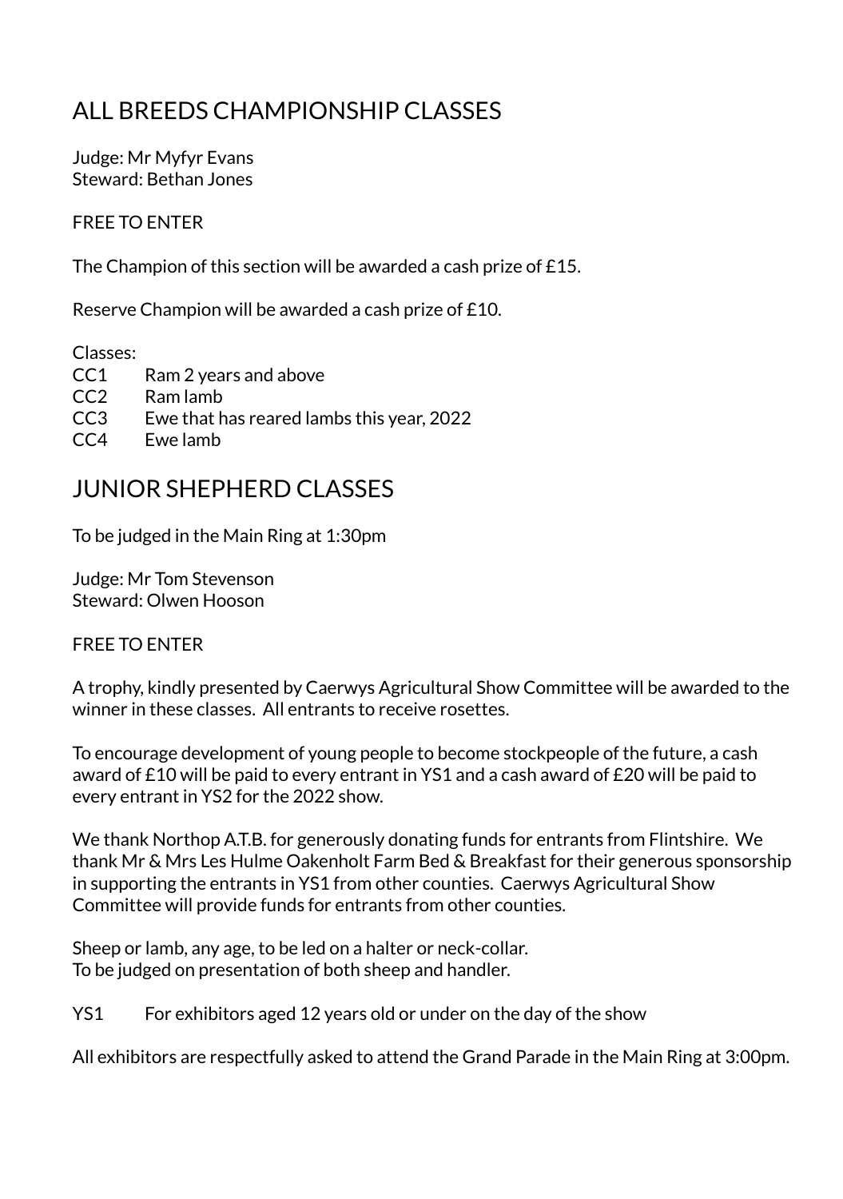## ALL BREEDS CHAMPIONSHIP CLASSES

Judge: Mr Myfyr Evans
Steward: Bethan Jones

FREE TO ENTER

The Champion of this section will be awarded a cash prize of £15.

Reserve Champion will be awarded a cash prize of £10.

Classes:
CC1 Ram 2 years and above
CC2 Ram lamb
CC3 Ewe that has reared lambs this year, 2022
CC4 Ewe lamb

## JUNIOR SHEPHERD CLASSES

To be judged in the Main Ring at 1:30pm

Judge: Mr Tom Stevenson
Steward: Olwen Hooson

FREE TO ENTER

A trophy, kindly presented by Caerwys Agricultural Show Committee will be awarded to the winner in these classes. All entrants to receive rosettes.

To encourage development of young people to become stockpeople of the future, a cash award of £10 will be paid to every entrant in YS1 and a cash award of £20 will be paid to every entrant in YS2 for the 2022 show.

We thank Northop A.T.B. for generously donating funds for entrants from Flintshire. We thank Mr & Mrs Les Hulme Oakenholt Farm Bed & Breakfast for their generous sponsorship in supporting the entrants in YS1 from other counties. Caerwys Agricultural Show Committee will provide funds for entrants from other counties.

Sheep or lamb, any age, to be led on a halter or neck-collar.
To be judged on presentation of both sheep and handler.

YS1 For exhibitors aged 12 years old or under on the day of the show

All exhibitors are respectfully asked to attend the Grand Parade in the Main Ring at 3:00pm.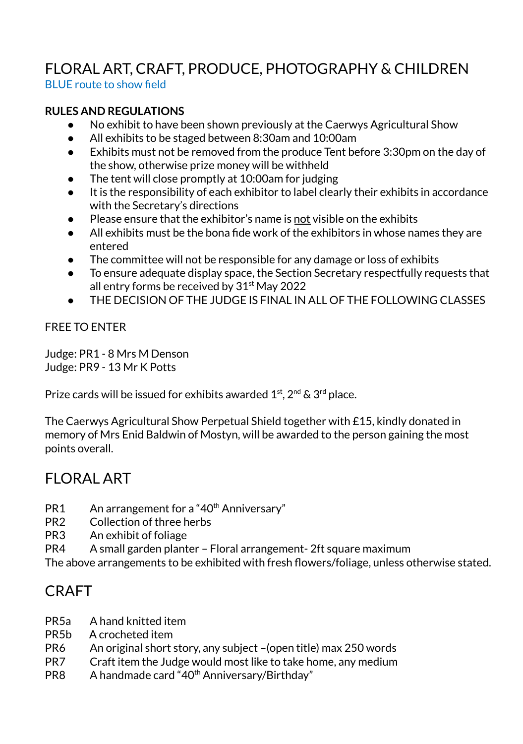# FLORAL ART, CRAFT, PRODUCE, PHOTOGRAPHY & CHILDREN

BLUE route to show field

**RULES AND REGULATIONS**

- No exhibit to have been shown previously at the Caerwys Agricultural Show
- All exhibits to be staged between 8:30am and 10:00am
- Exhibits must not be removed from the produce Tent before 3:30pm on the day of the show, otherwise prize money will be withheld
- The tent will close promptly at 10:00am for judging
- It is the responsibility of each exhibitor to label clearly their exhibits in accordance with the Secretary's directions
- Please ensure that the exhibitor's name is <u>not</u> visible on the exhibits
- All exhibits must be the bona fide work of the exhibitors in whose names they are entered
- The committee will not be responsible for any damage or loss of exhibits
- To ensure adequate display space, the Section Secretary respectfully requests that all entry forms be received by 31st May 2022
- THE DECISION OF THE JUDGE IS FINAL IN ALL OF THE FOLLOWING CLASSES

FREE TO ENTER

Judge: PR1 - 8 Mrs M Denson
Judge: PR9 - 13 Mr K Potts

Prize cards will be issued for exhibits awarded 1st, 2nd & 3rd place.

The Caerwys Agricultural Show Perpetual Shield together with £15, kindly donated in memory of Mrs Enid Baldwin of Mostyn, will be awarded to the person gaining the most points overall.

## FLORAL ART

PR1 An arrangement for a "40th Anniversary"
PR2 Collection of three herbs
PR3 An exhibit of foliage
PR4 A small garden planter – Floral arrangement- 2ft square maximum

The above arrangements to be exhibited with fresh flowers/foliage, unless otherwise stated.

## CRAFT

PR5a A hand knitted item
PR5b A crocheted item
PR6 An original short story, any subject –(open title) max 250 words
PR7 Craft item the Judge would most like to take home, any medium
PR8 A handmade card "40th Anniversary/Birthday"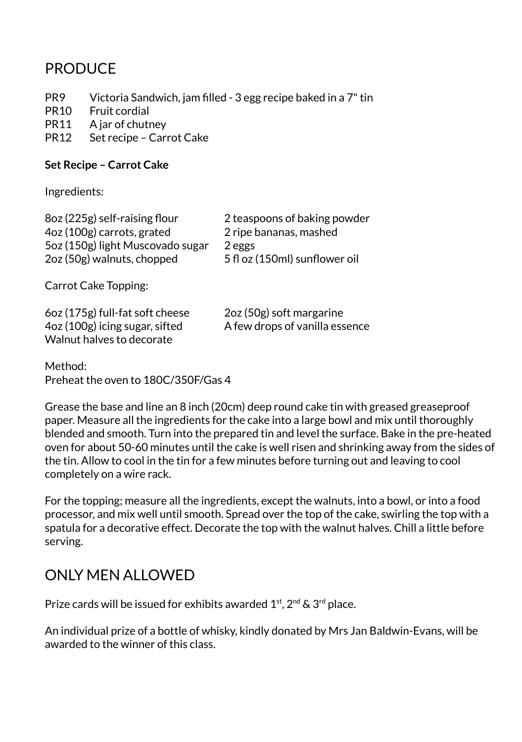## PRODUCE

PR9 Victoria Sandwich, jam filled - 3 egg recipe baked in a 7" tin
PR10 Fruit cordial
PR11 A jar of chutney
PR12 Set recipe – Carrot Cake

**Set Recipe – Carrot Cake**

Ingredients:

8oz (225g) self-raising flour
4oz (100g) carrots, grated
5oz (150g) light Muscovado sugar
2oz (50g) walnuts, chopped
2 teaspoons of baking powder
2 ripe bananas, mashed
2 eggs
5 fl oz (150ml) sunflower oil

Carrot Cake Topping:

6oz (175g) full-fat soft cheese
4oz (100g) icing sugar, sifted
Walnut halves to decorate
2oz (50g) soft margarine
A few drops of vanilla essence

Method:
Preheat the oven to 180C/350F/Gas 4

Grease the base and line an 8 inch (20cm) deep round cake tin with greased greaseproof paper. Measure all the ingredients for the cake into a large bowl and mix until thoroughly blended and smooth. Turn into the prepared tin and level the surface. Bake in the pre-heated oven for about 50-60 minutes until the cake is well risen and shrinking away from the sides of the tin. Allow to cool in the tin for a few minutes before turning out and leaving to cool completely on a wire rack.

For the topping; measure all the ingredients, except the walnuts, into a bowl, or into a food processor, and mix well until smooth. Spread over the top of the cake, swirling the top with a spatula for a decorative effect. Decorate the top with the walnut halves. Chill a little before serving.

## ONLY MEN ALLOWED

Prize cards will be issued for exhibits awarded 1st, 2nd & 3rd place.

An individual prize of a bottle of whisky, kindly donated by Mrs Jan Baldwin-Evans, will be awarded to the winner of this class.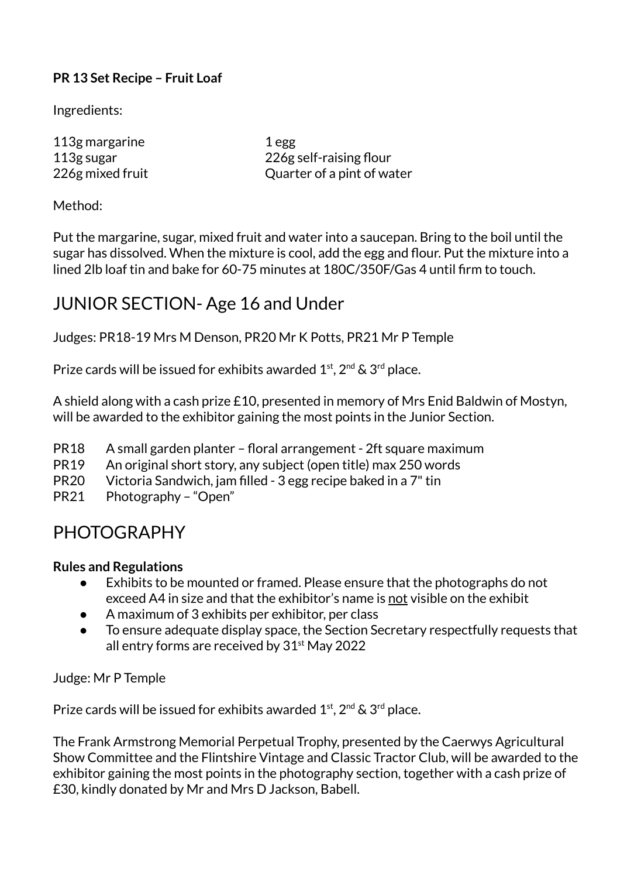**PR 13 Set Recipe – Fruit Loaf**

Ingredients:

113g margarine
113g sugar
226g mixed fruit
1 egg
226g self-raising flour
Quarter of a pint of water

Method:

Put the margarine, sugar, mixed fruit and water into a saucepan. Bring to the boil until the sugar has dissolved. When the mixture is cool, add the egg and flour. Put the mixture into a lined 2lb loaf tin and bake for 60-75 minutes at 180C/350F/Gas 4 until firm to touch.

# JUNIOR SECTION- Age 16 and Under

Judges: PR18-19 Mrs M Denson, PR20 Mr K Potts, PR21 Mr P Temple

Prize cards will be issued for exhibits awarded 1st, 2nd & 3rd place.

A shield along with a cash prize £10, presented in memory of Mrs Enid Baldwin of Mostyn, will be awarded to the exhibitor gaining the most points in the Junior Section.

- PR18 A small garden planter – floral arrangement - 2ft square maximum
- PR19 An original short story, any subject (open title) max 250 words
- PR20 Victoria Sandwich, jam filled - 3 egg recipe baked in a 7" tin
- PR21 Photography – "Open"

# PHOTOGRAPHY

**Rules and Regulations**

- Exhibits to be mounted or framed. Please ensure that the photographs do not exceed A4 in size and that the exhibitor's name is <u>not</u> visible on the exhibit
- A maximum of 3 exhibits per exhibitor, per class
- To ensure adequate display space, the Section Secretary respectfully requests that all entry forms are received by 31st May 2022

Judge: Mr P Temple

Prize cards will be issued for exhibits awarded 1st, 2nd & 3rd place.

The Frank Armstrong Memorial Perpetual Trophy, presented by the Caerwys Agricultural Show Committee and the Flintshire Vintage and Classic Tractor Club, will be awarded to the exhibitor gaining the most points in the photography section, together with a cash prize of £30, kindly donated by Mr and Mrs D Jackson, Babell.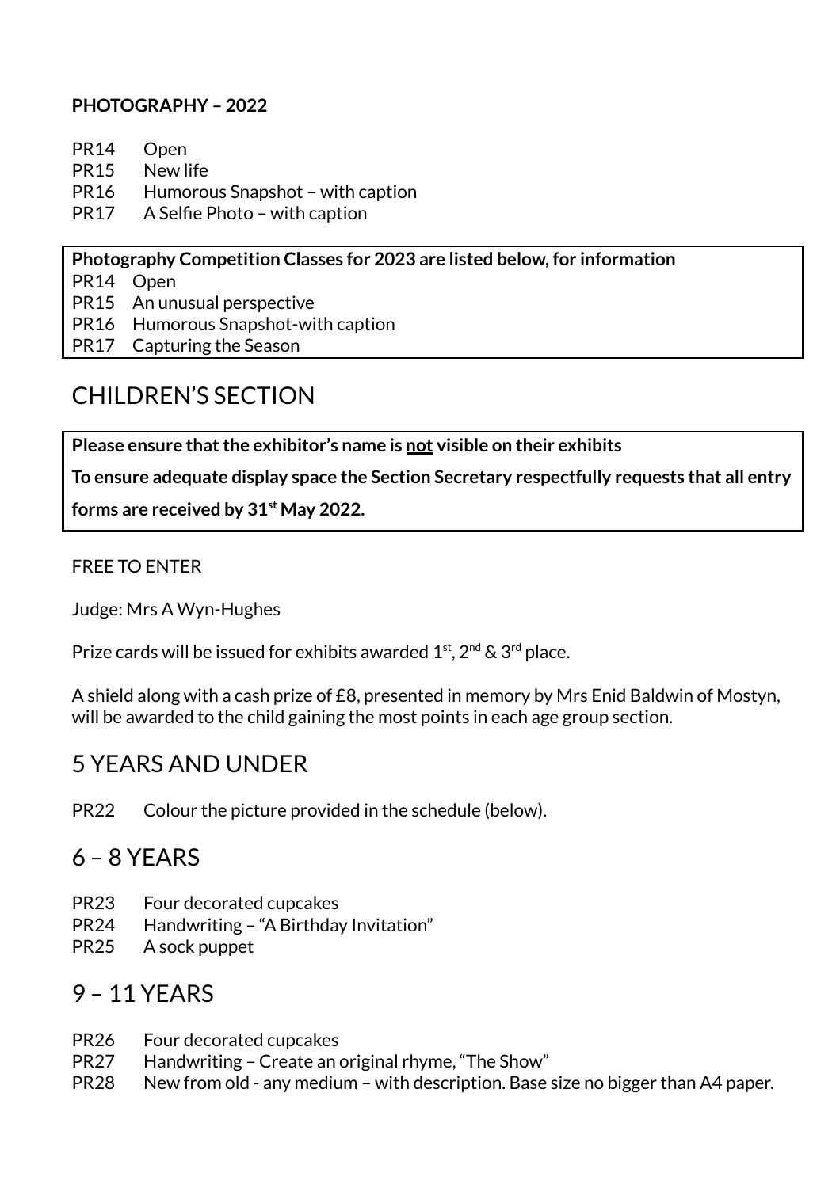**PHOTOGRAPHY – 2022**

PR14 Open
PR15 New life
PR16 Humorous Snapshot – with caption
PR17 A Selfie Photo – with caption

**Photography Competition Classes for 2023 are listed below, for information**
PR14 Open
PR15 An unusual perspective
PR16 Humorous Snapshot-with caption
PR17 Capturing the Season

# CHILDREN'S SECTION

**Please ensure that the exhibitor's name is <u>not</u> visible on their exhibits**

**To ensure adequate display space the Section Secretary respectfully requests that all entry forms are received by 31st May 2022.**

FREE TO ENTER

Judge: Mrs A Wyn-Hughes

Prize cards will be issued for exhibits awarded 1st, 2nd & 3rd place.

A shield along with a cash prize of £8, presented in memory by Mrs Enid Baldwin of Mostyn, will be awarded to the child gaining the most points in each age group section.

## 5 YEARS AND UNDER

PR22 Colour the picture provided in the schedule (below).

## 6 – 8 YEARS

PR23 Four decorated cupcakes
PR24 Handwriting – "A Birthday Invitation"
PR25 A sock puppet

## 9 – 11 YEARS

PR26 Four decorated cupcakes
PR27 Handwriting – Create an original rhyme, "The Show"
PR28 New from old - any medium – with description. Base size no bigger than A4 paper.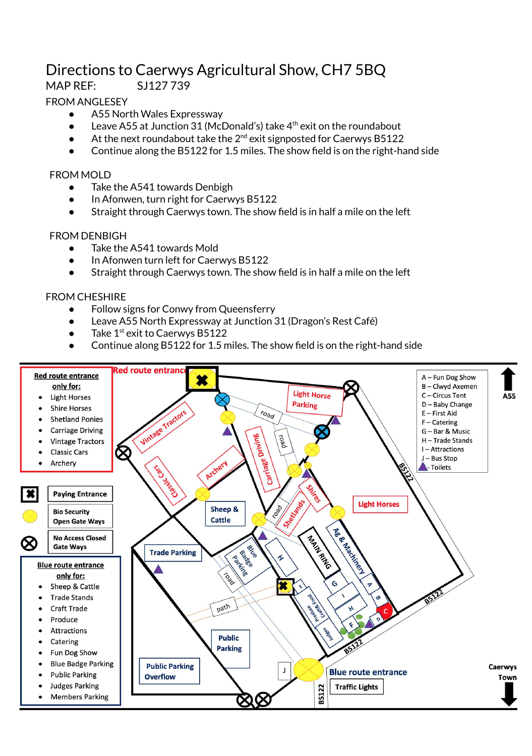# Directions to Caerwys Agricultural Show, CH7 5BQ

MAP REF: SJ127 739

FROM ANGLESEY

- A55 North Wales Expressway
- Leave A55 at Junction 31 (McDonald's) take 4th exit on the roundabout
- At the next roundabout take the 2nd exit signposted for Caerwys B5122
- Continue along the B5122 for 1.5 miles. The show field is on the right-hand side

FROM MOLD

- Take the A541 towards Denbigh
- In Afonwen, turn right for Caerwys B5122
- Straight through Caerwys town. The show field is in half a mile on the left

FROM DENBIGH

- Take the A541 towards Mold
- In Afonwen turn left for Caerwys B5122
- Straight through Caerwys town. The show field is in half a mile on the left

FROM CHESHIRE

- Follow signs for Conwy from Queensferry
- Leave A55 North Expressway at Junction 31 (Dragon's Rest Café)
- Take 1st exit to Caerwys B5122
- Continue along B5122 for 1.5 miles. The show field is on the right-hand side

**Red route entrance only for:**

- Light Horses
- Shire Horses
- Shetland Ponies
- Carriage Driving
- Vintage Tractors
- Classic Cars
- Archery

Paying Entrance

Bio Security Open Gate Ways

No Access Closed Gate Ways

**Blue route entrance only for:**

- Sheep & Cattle
- Trade Stands
- Craft Trade
- Produce
- Attractions
- Catering
- Fun Dog Show
- Blue Badge Parking
- Public Parking
- Judges Parking
- Members Parking

A – Fun Dog Show
B – Clwyd Axemen
C – Circus Tent
D – Baby Change
E – First Aid
F – Catering
G – Bar & Music
H – Trade Stands
I – Attractions
J – Bus Stop
- Toilets

Red route entrance

Light Horse Parking

Vintage Tractors

Classic Cars

Archery

Carriage Driving

road

Shires

Shetlands

Light Horses

Sheep & Cattle

Trade Parking

Blue Badge Parking

MAIN RING

Ag & Machinery

Produce

Crafts Food

Judges

path

Public Parking

Public Parking Overflow

Blue route entrance

Traffic Lights

B5122

A55

Caerwys Town